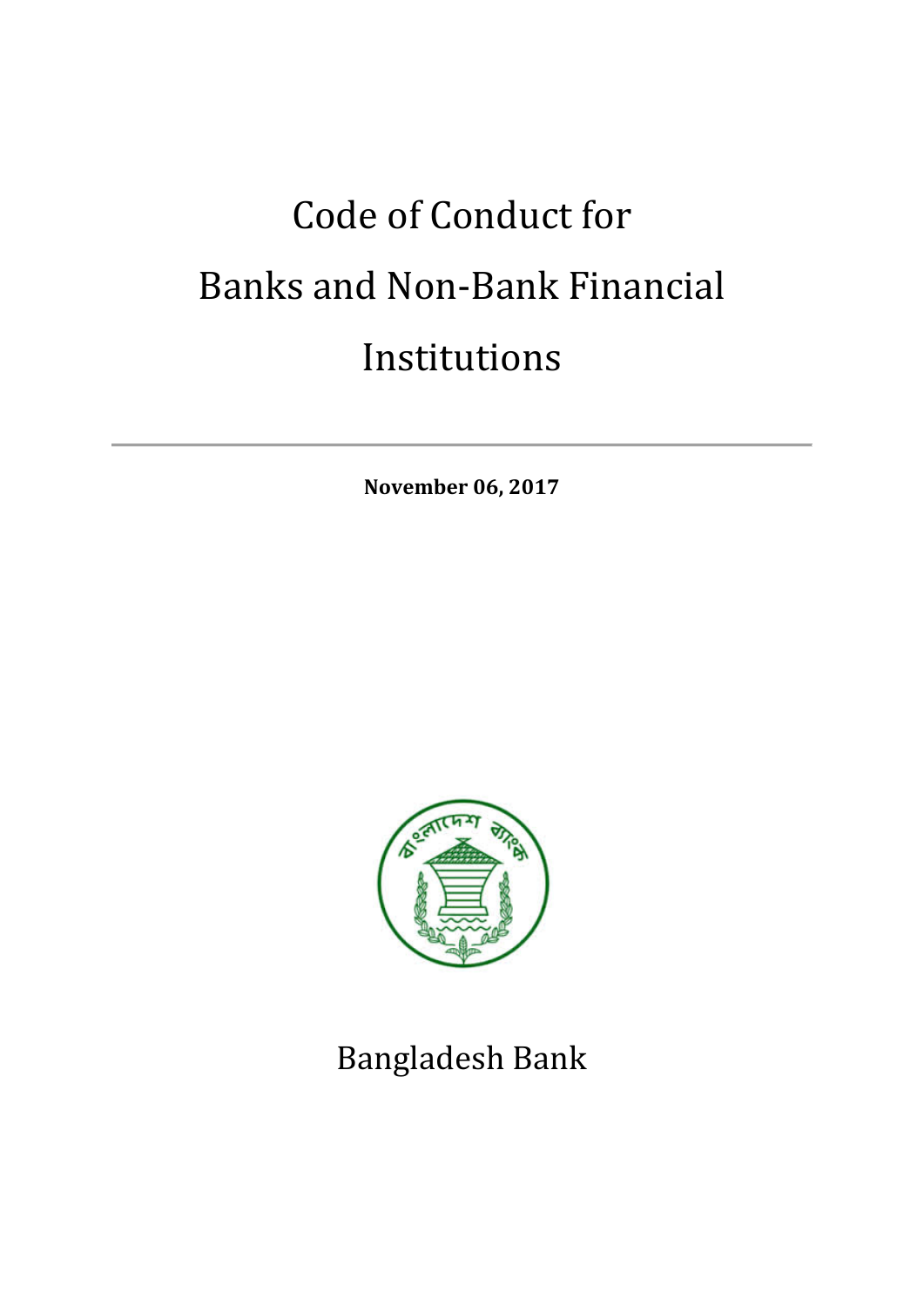# Code of Conduct for Banks and Non-Bank Financial Institutions

**November 06, 2017**

Bangladesh Bank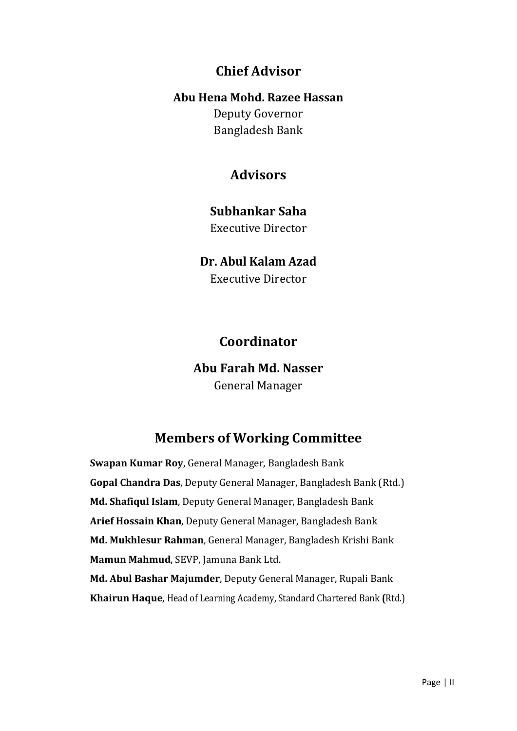## Chief Advisor

**Abu Hena Mohd. Razee Hassan**
Deputy Governor
Bangladesh Bank

## Advisors

**Subhankar Saha**
Executive Director

**Dr. Abul Kalam Azad**
Executive Director

## Coordinator

**Abu Farah Md. Nasser**
General Manager

## Members of Working Committee

**Swapan Kumar Roy**, General Manager, Bangladesh Bank
**Gopal Chandra Das**, Deputy General Manager, Bangladesh Bank (Rtd.)
**Md. Shafiqul Islam**, Deputy General Manager, Bangladesh Bank
**Arief Hossain Khan**, Deputy General Manager, Bangladesh Bank
**Md. Mukhlesur Rahman**, General Manager, Bangladesh Krishi Bank
**Mamun Mahmud**, SEVP, Jamuna Bank Ltd.
**Md. Abul Bashar Majumder**, Deputy General Manager, Rupali Bank
**Khairun Haque**, Head of Learning Academy, Standard Chartered Bank **(**Rtd.)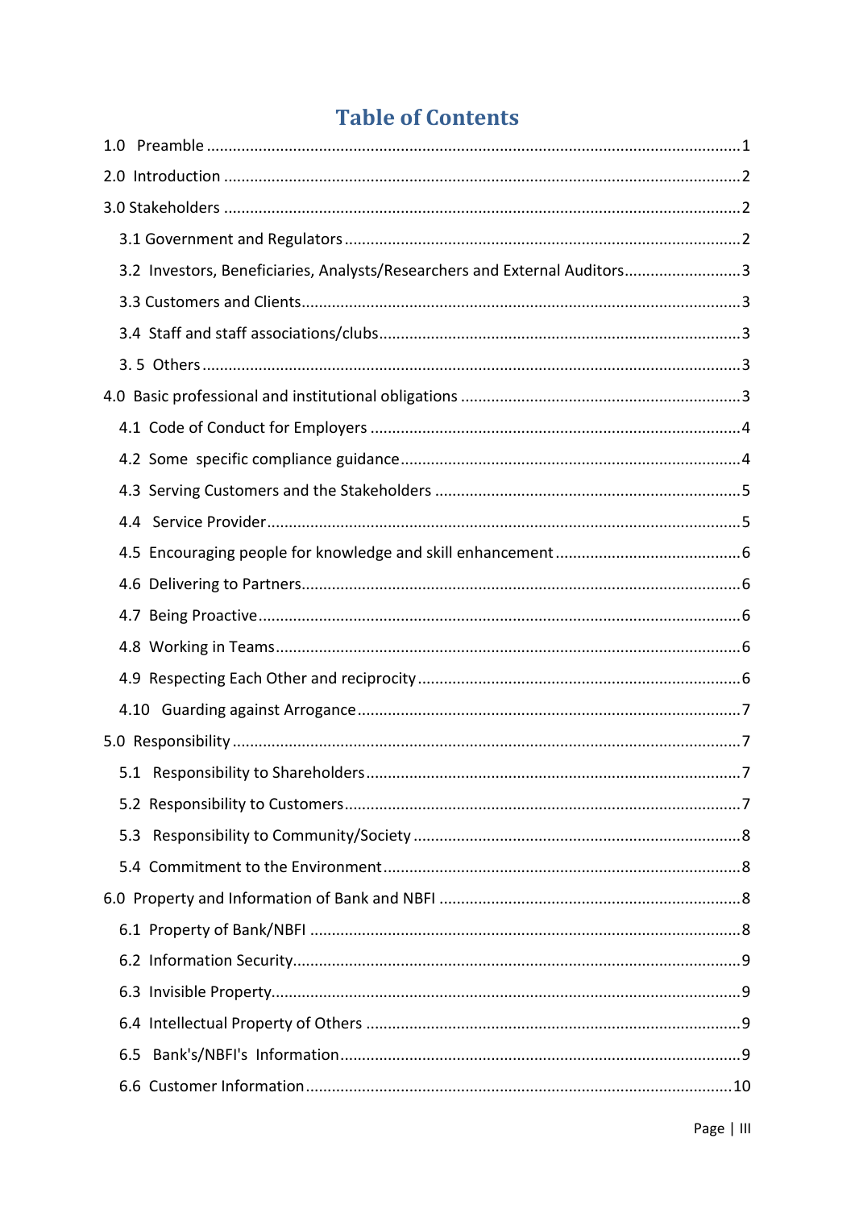# Table of Contents

1.0 Preamble ........................................................................................................................1

2.0 Introduction ...................................................................................................................2

3.0 Stakeholders ..................................................................................................................2

- 3.1 Government and Regulators .......................................................................................2
- 3.2 Investors, Beneficiaries, Analysts/Researchers and External Auditors..........................3
- 3.3 Customers and Clients.................................................................................................3
- 3.4 Staff and staff associations/clubs.................................................................................3
- 3. 5 Others ........................................................................................................................3

4.0 Basic professional and institutional obligations ..............................................................3

- 4.1 Code of Conduct for Employers ...................................................................................4
- 4.2 Some specific compliance guidance.............................................................................4
- 4.3 Serving Customers and the Stakeholders .....................................................................5
- 4.4 Service Provider...........................................................................................................5
- 4.5 Encouraging people for knowledge and skill enhancement..........................................6
- 4.6 Delivering to Partners...................................................................................................6
- 4.7 Being Proactive............................................................................................................6
- 4.8 Working in Teams.........................................................................................................6
- 4.9 Respecting Each Other and reciprocity.........................................................................6
- 4.10 Guarding against Arrogance.......................................................................................7

5.0 Responsibility ..................................................................................................................7

- 5.1 Responsibility to Shareholders.....................................................................................7
- 5.2 Responsibility to Customers.........................................................................................7
- 5.3 Responsibility to Community/Society ..........................................................................8
- 5.4 Commitment to the Environment.................................................................................8

6.0 Property and Information of Bank and NBFI .....................................................................8

- 6.1 Property of Bank/NBFI ..................................................................................................8
- 6.2 Information Security.....................................................................................................9
- 6.3 Invisible Property..........................................................................................................9
- 6.4 Intellectual Property of Others .....................................................................................9
- 6.5 Bank's/NBFI's Information...........................................................................................9
- 6.6 Customer Information................................................................................................10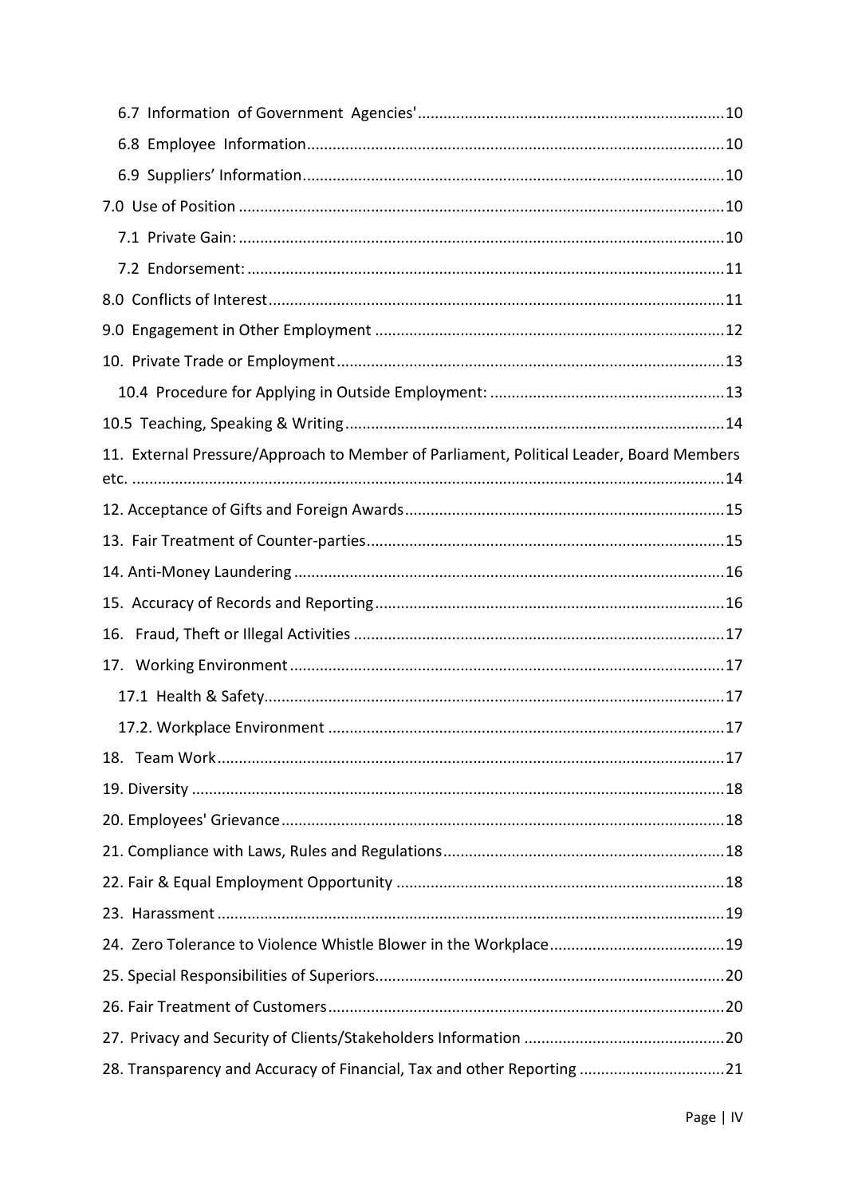- 6.7 Information of Government Agencies' ........ 10
- 6.8 Employee Information ........ 10
- 6.9 Suppliers' Information ........ 10

7.0 Use of Position ........ 10

- 7.1 Private Gain: ........ 10
- 7.2 Endorsement: ........ 11

8.0 Conflicts of Interest ........ 11

9.0 Engagement in Other Employment ........ 12

10. Private Trade or Employment ........ 13

- 10.4 Procedure for Applying in Outside Employment: ........ 13

10.5 Teaching, Speaking & Writing ........ 14

11. External Pressure/Approach to Member of Parliament, Political Leader, Board Members etc. ........ 14

12. Acceptance of Gifts and Foreign Awards ........ 15

13. Fair Treatment of Counter-parties ........ 15

14. Anti-Money Laundering ........ 16

15. Accuracy of Records and Reporting ........ 16

16. Fraud, Theft or Illegal Activities ........ 17

17. Working Environment ........ 17

- 17.1 Health & Safety ........ 17
- 17.2. Workplace Environment ........ 17

18. Team Work ........ 17

19. Diversity ........ 18

20. Employees' Grievance ........ 18

21. Compliance with Laws, Rules and Regulations ........ 18

22. Fair & Equal Employment Opportunity ........ 18

23. Harassment ........ 19

24. Zero Tolerance to Violence Whistle Blower in the Workplace ........ 19

25. Special Responsibilities of Superiors ........ 20

26. Fair Treatment of Customers ........ 20

27. Privacy and Security of Clients/Stakeholders Information ........ 20

28. Transparency and Accuracy of Financial, Tax and other Reporting ........ 21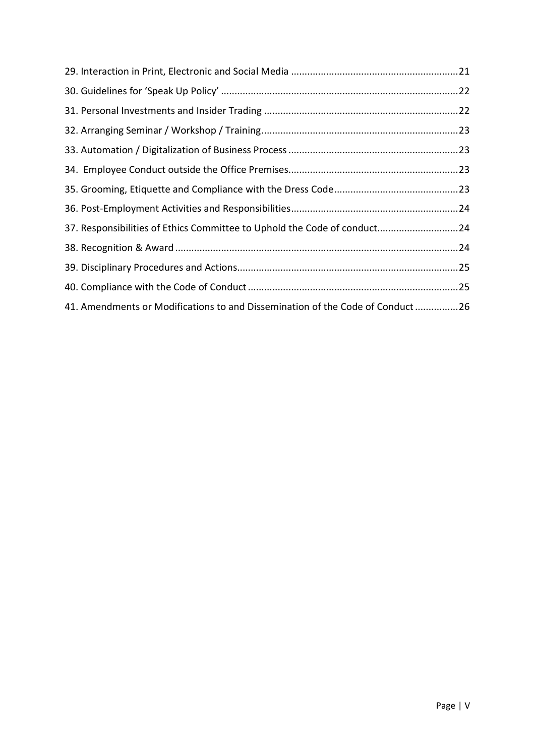29. Interaction in Print, Electronic and Social Media ............................................................21
30. Guidelines for 'Speak Up Policy' ......................................................................................22
31. Personal Investments and Insider Trading .......................................................................22
32. Arranging Seminar / Workshop / Training........................................................................23
33. Automation / Digitalization of Business Process ..............................................................23
34. Employee Conduct outside the Office Premises..............................................................23
35. Grooming, Etiquette and Compliance with the Dress Code.............................................23
36. Post-Employment Activities and Responsibilities.............................................................24
37. Responsibilities of Ethics Committee to Uphold the Code of conduct.............................24
38. Recognition & Award .......................................................................................................24
39. Disciplinary Procedures and Actions.................................................................................25
40. Compliance with the Code of Conduct .............................................................................25
41. Amendments or Modifications to and Dissemination of the Code of Conduct ................26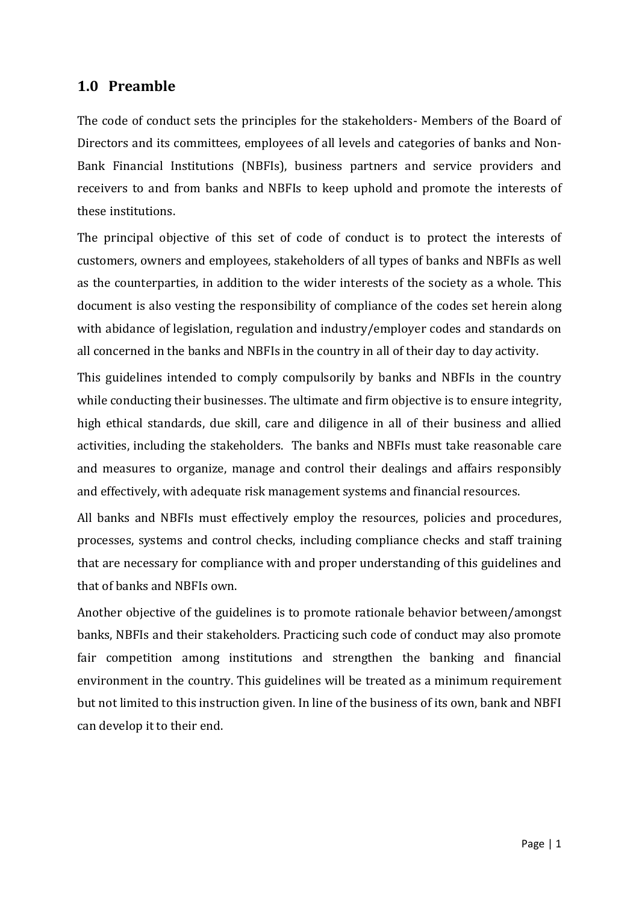## 1.0 Preamble

The code of conduct sets the principles for the stakeholders- Members of the Board of Directors and its committees, employees of all levels and categories of banks and Non-Bank Financial Institutions (NBFIs), business partners and service providers and receivers to and from banks and NBFIs to keep uphold and promote the interests of these institutions.

The principal objective of this set of code of conduct is to protect the interests of customers, owners and employees, stakeholders of all types of banks and NBFIs as well as the counterparties, in addition to the wider interests of the society as a whole. This document is also vesting the responsibility of compliance of the codes set herein along with abidance of legislation, regulation and industry/employer codes and standards on all concerned in the banks and NBFIs in the country in all of their day to day activity.

This guidelines intended to comply compulsorily by banks and NBFIs in the country while conducting their businesses. The ultimate and firm objective is to ensure integrity, high ethical standards, due skill, care and diligence in all of their business and allied activities, including the stakeholders. The banks and NBFIs must take reasonable care and measures to organize, manage and control their dealings and affairs responsibly and effectively, with adequate risk management systems and financial resources.

All banks and NBFIs must effectively employ the resources, policies and procedures, processes, systems and control checks, including compliance checks and staff training that are necessary for compliance with and proper understanding of this guidelines and that of banks and NBFIs own.

Another objective of the guidelines is to promote rationale behavior between/amongst banks, NBFIs and their stakeholders. Practicing such code of conduct may also promote fair competition among institutions and strengthen the banking and financial environment in the country. This guidelines will be treated as a minimum requirement but not limited to this instruction given. In line of the business of its own, bank and NBFI can develop it to their end.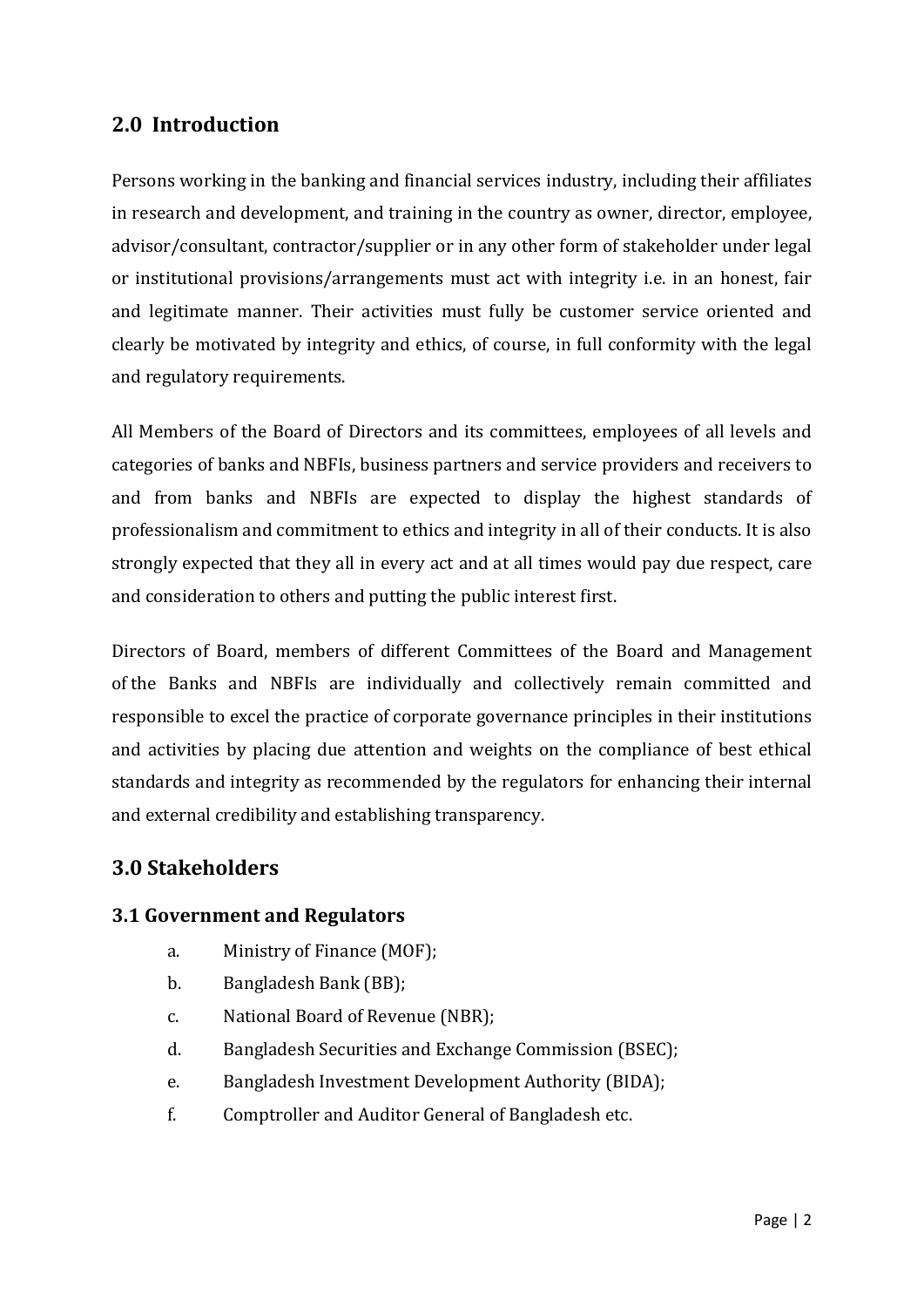## 2.0 Introduction

Persons working in the banking and financial services industry, including their affiliates in research and development, and training in the country as owner, director, employee, advisor/consultant, contractor/supplier or in any other form of stakeholder under legal or institutional provisions/arrangements must act with integrity i.e. in an honest, fair and legitimate manner. Their activities must fully be customer service oriented and clearly be motivated by integrity and ethics, of course, in full conformity with the legal and regulatory requirements.

All Members of the Board of Directors and its committees, employees of all levels and categories of banks and NBFIs, business partners and service providers and receivers to and from banks and NBFIs are expected to display the highest standards of professionalism and commitment to ethics and integrity in all of their conducts. It is also strongly expected that they all in every act and at all times would pay due respect, care and consideration to others and putting the public interest first.

Directors of Board, members of different Committees of the Board and Management of the Banks and NBFIs are individually and collectively remain committed and responsible to excel the practice of corporate governance principles in their institutions and activities by placing due attention and weights on the compliance of best ethical standards and integrity as recommended by the regulators for enhancing their internal and external credibility and establishing transparency.

## 3.0 Stakeholders

### 3.1 Government and Regulators

a. Ministry of Finance (MOF);
b. Bangladesh Bank (BB);
c. National Board of Revenue (NBR);
d. Bangladesh Securities and Exchange Commission (BSEC);
e. Bangladesh Investment Development Authority (BIDA);
f. Comptroller and Auditor General of Bangladesh etc.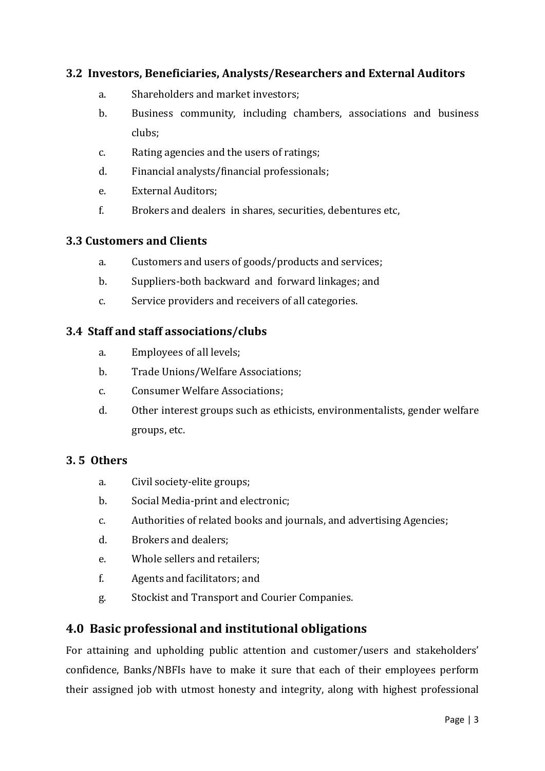### 3.2 Investors, Beneficiaries, Analysts/Researchers and External Auditors

a. Shareholders and market investors;

b. Business community, including chambers, associations and business clubs;

c. Rating agencies and the users of ratings;

d. Financial analysts/financial professionals;

e. External Auditors;

f. Brokers and dealers in shares, securities, debentures etc,

### 3.3 Customers and Clients

a. Customers and users of goods/products and services;

b. Suppliers-both backward and forward linkages; and

c. Service providers and receivers of all categories.

### 3.4 Staff and staff associations/clubs

a. Employees of all levels;

b. Trade Unions/Welfare Associations;

c. Consumer Welfare Associations;

d. Other interest groups such as ethicists, environmentalists, gender welfare groups, etc.

### 3. 5 Others

a. Civil society-elite groups;

b. Social Media-print and electronic;

c. Authorities of related books and journals, and advertising Agencies;

d. Brokers and dealers;

e. Whole sellers and retailers;

f. Agents and facilitators; and

g. Stockist and Transport and Courier Companies.

## 4.0 Basic professional and institutional obligations

For attaining and upholding public attention and customer/users and stakeholders' confidence, Banks/NBFIs have to make it sure that each of their employees perform their assigned job with utmost honesty and integrity, along with highest professional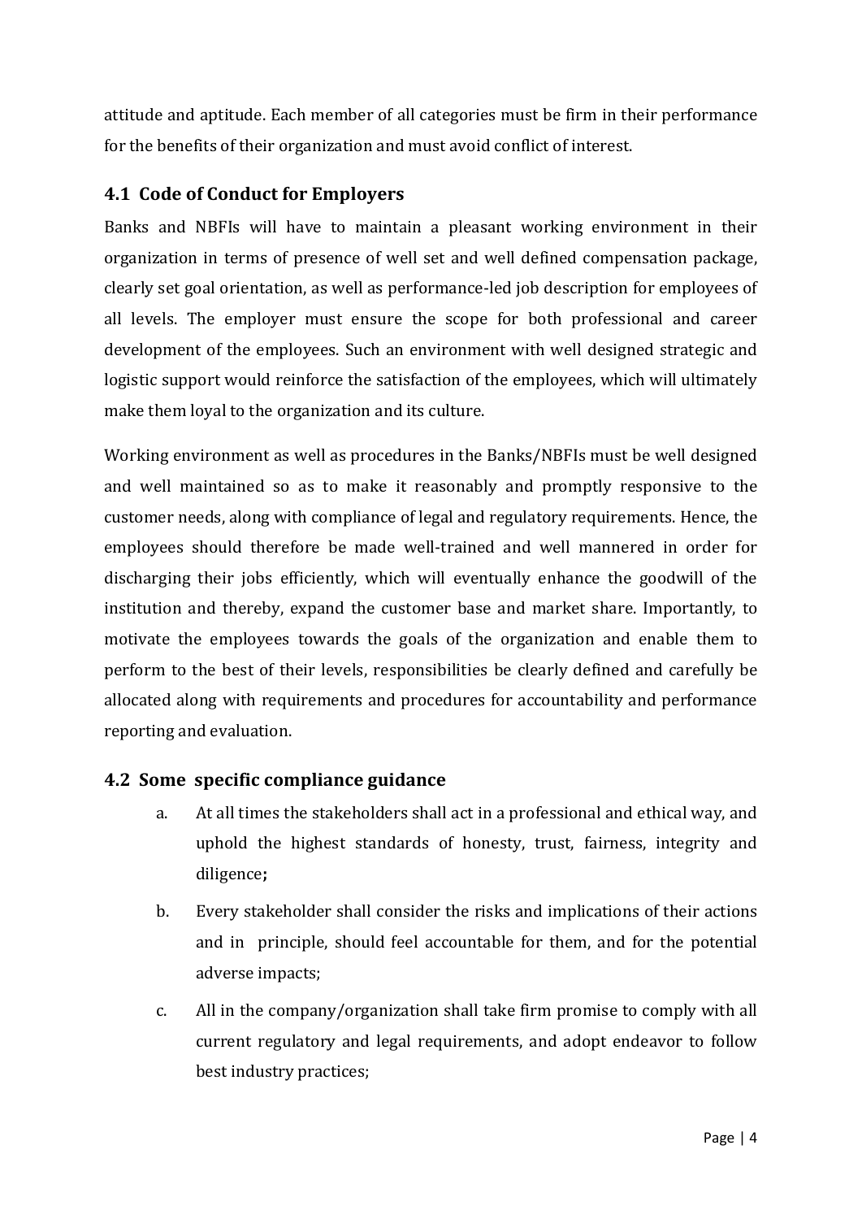attitude and aptitude. Each member of all categories must be firm in their performance for the benefits of their organization and must avoid conflict of interest.

## 4.1 Code of Conduct for Employers

Banks and NBFIs will have to maintain a pleasant working environment in their organization in terms of presence of well set and well defined compensation package, clearly set goal orientation, as well as performance-led job description for employees of all levels. The employer must ensure the scope for both professional and career development of the employees. Such an environment with well designed strategic and logistic support would reinforce the satisfaction of the employees, which will ultimately make them loyal to the organization and its culture.

Working environment as well as procedures in the Banks/NBFIs must be well designed and well maintained so as to make it reasonably and promptly responsive to the customer needs, along with compliance of legal and regulatory requirements. Hence, the employees should therefore be made well-trained and well mannered in order for discharging their jobs efficiently, which will eventually enhance the goodwill of the institution and thereby, expand the customer base and market share. Importantly, to motivate the employees towards the goals of the organization and enable them to perform to the best of their levels, responsibilities be clearly defined and carefully be allocated along with requirements and procedures for accountability and performance reporting and evaluation.

## 4.2 Some specific compliance guidance

a. At all times the stakeholders shall act in a professional and ethical way, and uphold the highest standards of honesty, trust, fairness, integrity and diligence**;**

b. Every stakeholder shall consider the risks and implications of their actions and in principle, should feel accountable for them, and for the potential adverse impacts;

c. All in the company/organization shall take firm promise to comply with all current regulatory and legal requirements, and adopt endeavor to follow best industry practices;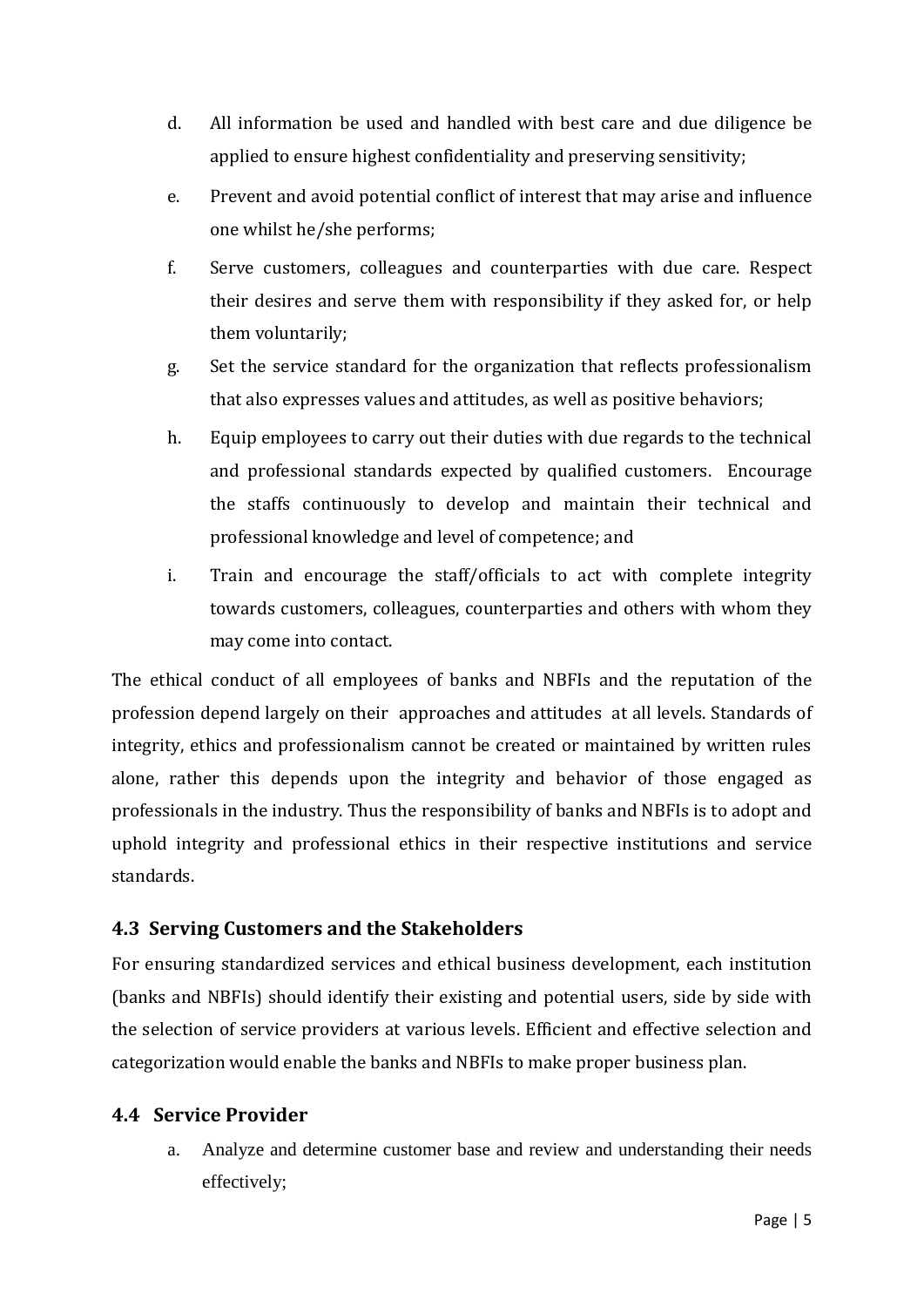d. All information be used and handled with best care and due diligence be applied to ensure highest confidentiality and preserving sensitivity;

e. Prevent and avoid potential conflict of interest that may arise and influence one whilst he/she performs;

f. Serve customers, colleagues and counterparties with due care. Respect their desires and serve them with responsibility if they asked for, or help them voluntarily;

g. Set the service standard for the organization that reflects professionalism that also expresses values and attitudes, as well as positive behaviors;

h. Equip employees to carry out their duties with due regards to the technical and professional standards expected by qualified customers. Encourage the staffs continuously to develop and maintain their technical and professional knowledge and level of competence; and

i. Train and encourage the staff/officials to act with complete integrity towards customers, colleagues, counterparties and others with whom they may come into contact.

The ethical conduct of all employees of banks and NBFIs and the reputation of the profession depend largely on their approaches and attitudes at all levels. Standards of integrity, ethics and professionalism cannot be created or maintained by written rules alone, rather this depends upon the integrity and behavior of those engaged as professionals in the industry. Thus the responsibility of banks and NBFIs is to adopt and uphold integrity and professional ethics in their respective institutions and service standards.

### 4.3 Serving Customers and the Stakeholders

For ensuring standardized services and ethical business development, each institution (banks and NBFIs) should identify their existing and potential users, side by side with the selection of service providers at various levels. Efficient and effective selection and categorization would enable the banks and NBFIs to make proper business plan.

### 4.4 Service Provider

a. Analyze and determine customer base and review and understanding their needs effectively;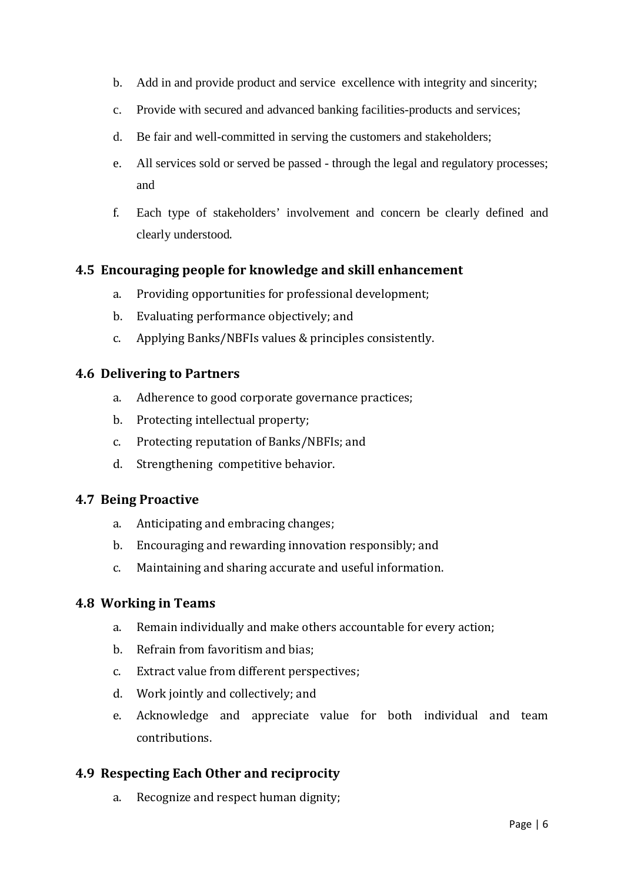b. Add in and provide product and service excellence with integrity and sincerity;

c. Provide with secured and advanced banking facilities-products and services;

d. Be fair and well-committed in serving the customers and stakeholders;

e. All services sold or served be passed - through the legal and regulatory processes; and

f. Each type of stakeholders' involvement and concern be clearly defined and clearly understood.

### 4.5 Encouraging people for knowledge and skill enhancement

a. Providing opportunities for professional development;

b. Evaluating performance objectively; and

c. Applying Banks/NBFIs values & principles consistently.

### 4.6 Delivering to Partners

a. Adherence to good corporate governance practices;

b. Protecting intellectual property;

c. Protecting reputation of Banks/NBFIs; and

d. Strengthening competitive behavior.

### 4.7 Being Proactive

a. Anticipating and embracing changes;

b. Encouraging and rewarding innovation responsibly; and

c. Maintaining and sharing accurate and useful information.

### 4.8 Working in Teams

a. Remain individually and make others accountable for every action;

b. Refrain from favoritism and bias;

c. Extract value from different perspectives;

d. Work jointly and collectively; and

e. Acknowledge and appreciate value for both individual and team contributions.

### 4.9 Respecting Each Other and reciprocity

a. Recognize and respect human dignity;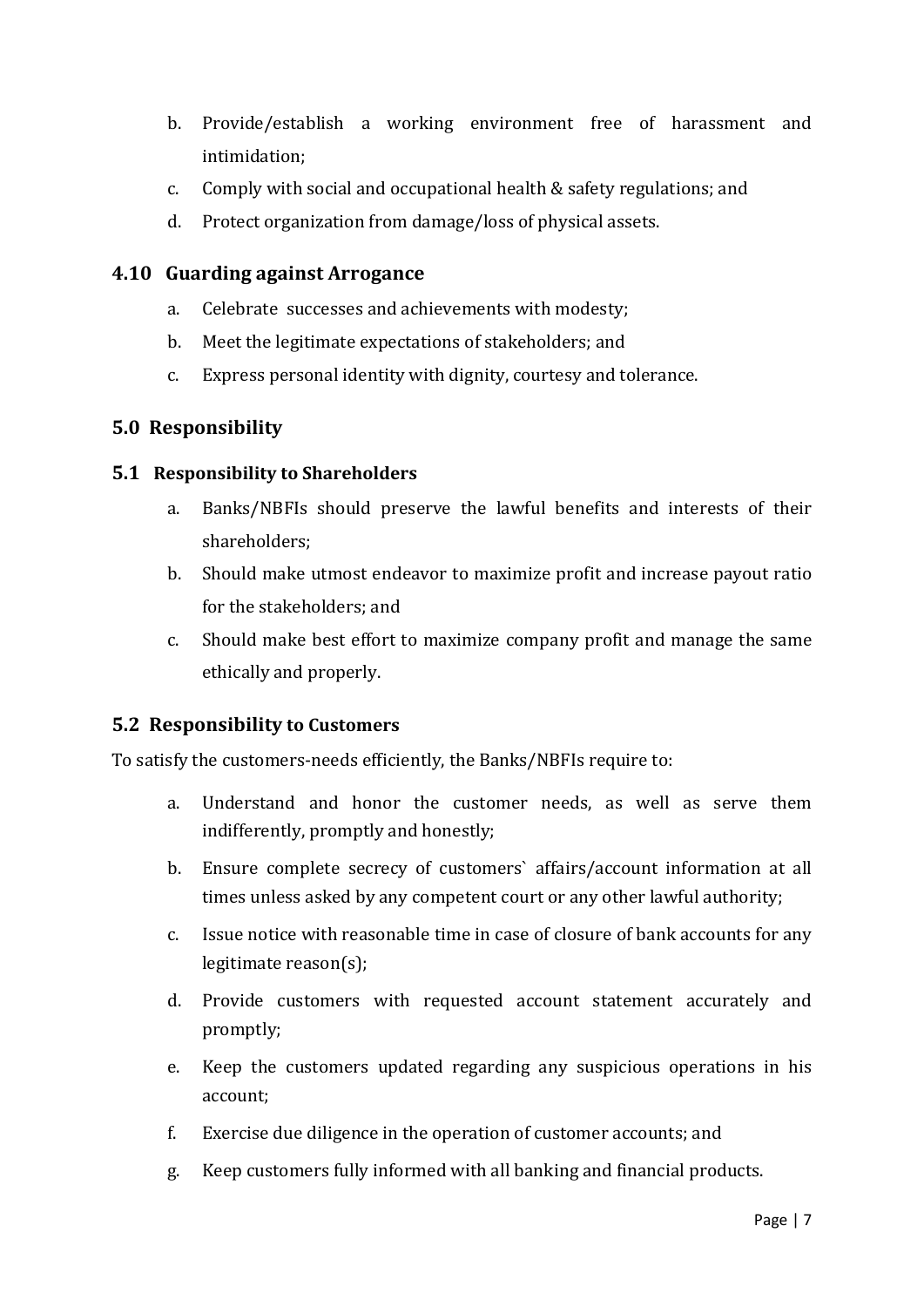b. Provide/establish a working environment free of harassment and intimidation;
c. Comply with social and occupational health & safety regulations; and
d. Protect organization from damage/loss of physical assets.

### 4.10 Guarding against Arrogance

a. Celebrate successes and achievements with modesty;
b. Meet the legitimate expectations of stakeholders; and
c. Express personal identity with dignity, courtesy and tolerance.

## 5.0 Responsibility

### 5.1 Responsibility to Shareholders

a. Banks/NBFIs should preserve the lawful benefits and interests of their shareholders;
b. Should make utmost endeavor to maximize profit and increase payout ratio for the stakeholders; and
c. Should make best effort to maximize company profit and manage the same ethically and properly.

### 5.2 Responsibility to Customers

To satisfy the customers-needs efficiently, the Banks/NBFIs require to:

a. Understand and honor the customer needs, as well as serve them indifferently, promptly and honestly;
b. Ensure complete secrecy of customers` affairs/account information at all times unless asked by any competent court or any other lawful authority;
c. Issue notice with reasonable time in case of closure of bank accounts for any legitimate reason(s);
d. Provide customers with requested account statement accurately and promptly;
e. Keep the customers updated regarding any suspicious operations in his account;
f. Exercise due diligence in the operation of customer accounts; and
g. Keep customers fully informed with all banking and financial products.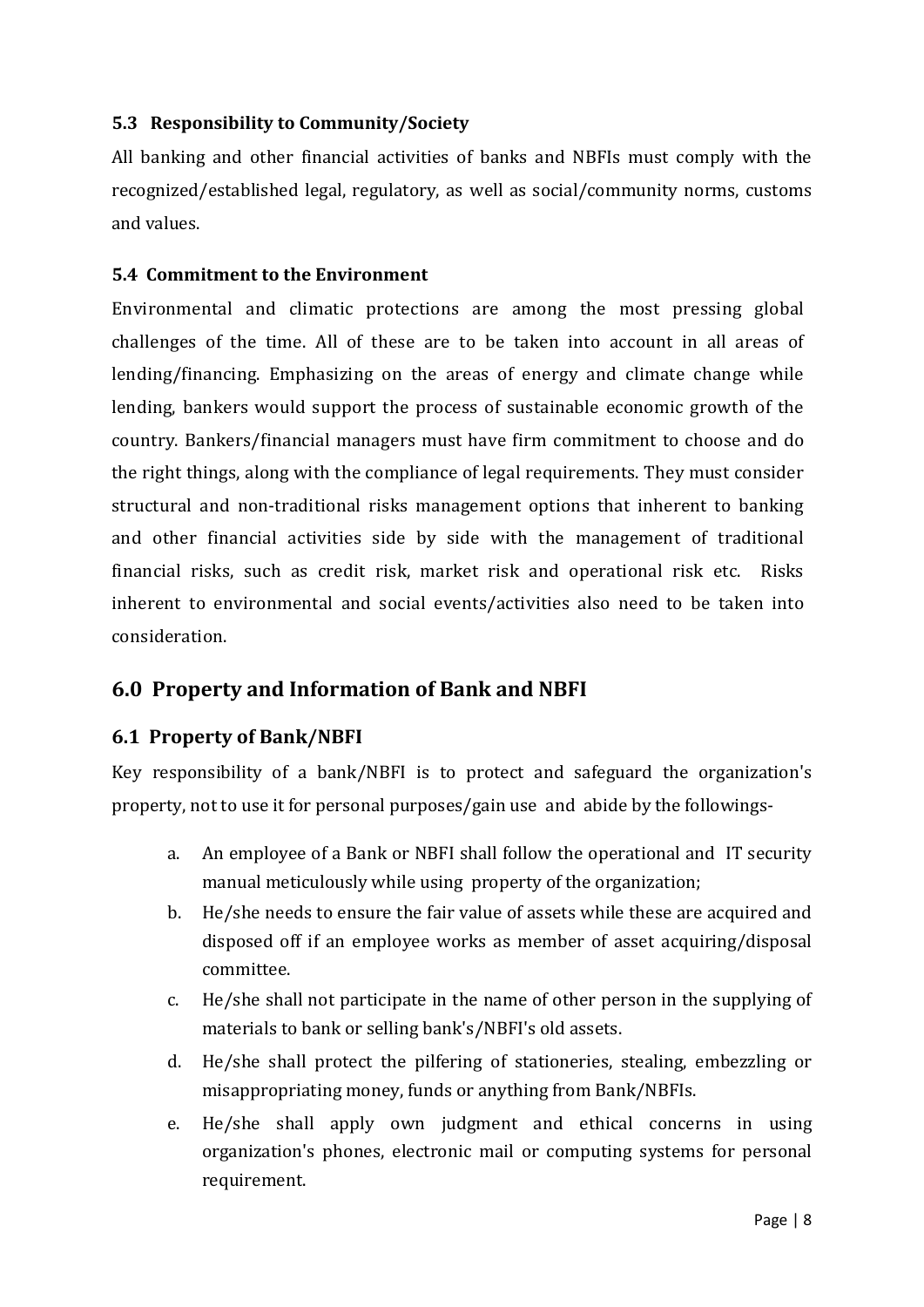### 5.3 Responsibility to Community/Society

All banking and other financial activities of banks and NBFIs must comply with the recognized/established legal, regulatory, as well as social/community norms, customs and values.

### 5.4 Commitment to the Environment

Environmental and climatic protections are among the most pressing global challenges of the time. All of these are to be taken into account in all areas of lending/financing. Emphasizing on the areas of energy and climate change while lending, bankers would support the process of sustainable economic growth of the country. Bankers/financial managers must have firm commitment to choose and do the right things, along with the compliance of legal requirements. They must consider structural and non-traditional risks management options that inherent to banking and other financial activities side by side with the management of traditional financial risks, such as credit risk, market risk and operational risk etc. Risks inherent to environmental and social events/activities also need to be taken into consideration.

## 6.0 Property and Information of Bank and NBFI

### 6.1 Property of Bank/NBFI

Key responsibility of a bank/NBFI is to protect and safeguard the organization's property, not to use it for personal purposes/gain use and abide by the followings-

a. An employee of a Bank or NBFI shall follow the operational and IT security manual meticulously while using property of the organization;

b. He/she needs to ensure the fair value of assets while these are acquired and disposed off if an employee works as member of asset acquiring/disposal committee.

c. He/she shall not participate in the name of other person in the supplying of materials to bank or selling bank's/NBFI's old assets.

d. He/she shall protect the pilfering of stationeries, stealing, embezzling or misappropriating money, funds or anything from Bank/NBFIs.

e. He/she shall apply own judgment and ethical concerns in using organization's phones, electronic mail or computing systems for personal requirement.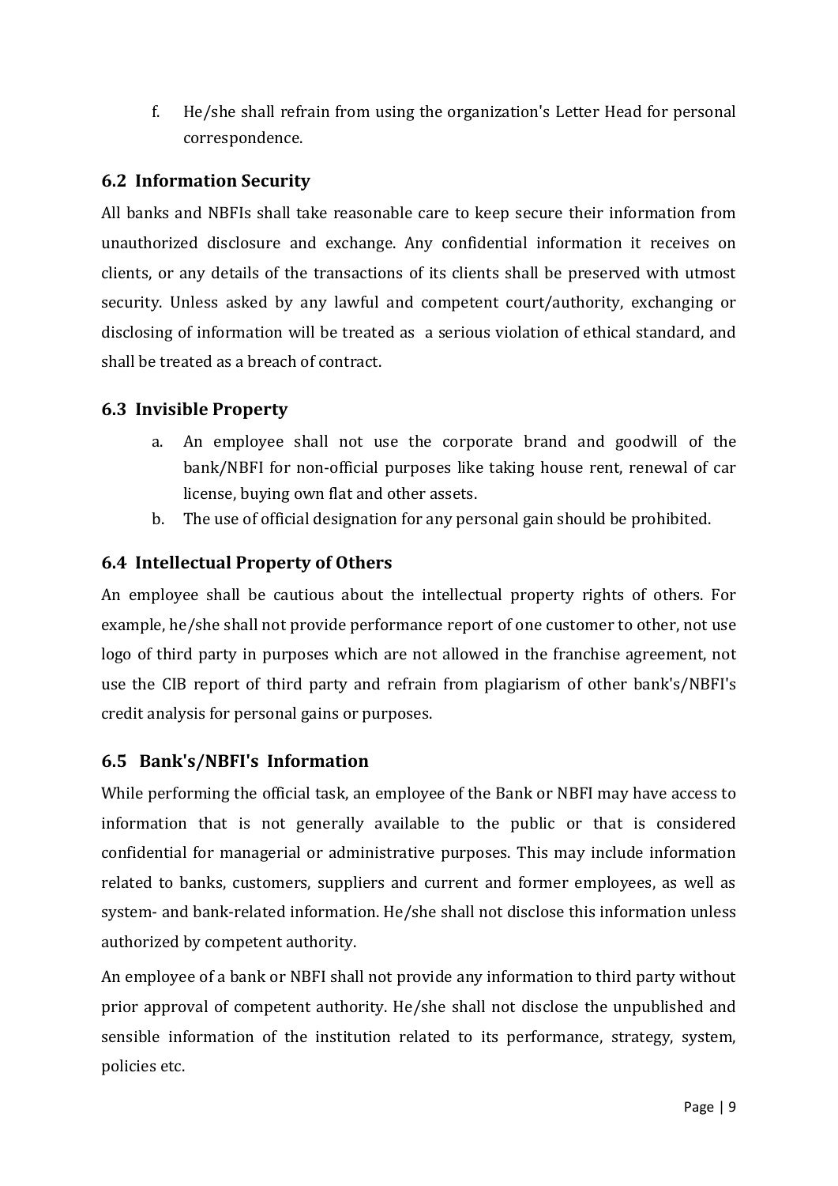f. He/she shall refrain from using the organization's Letter Head for personal correspondence.

### 6.2 Information Security

All banks and NBFIs shall take reasonable care to keep secure their information from unauthorized disclosure and exchange. Any confidential information it receives on clients, or any details of the transactions of its clients shall be preserved with utmost security. Unless asked by any lawful and competent court/authority, exchanging or disclosing of information will be treated as a serious violation of ethical standard, and shall be treated as a breach of contract.

### 6.3 Invisible Property

a. An employee shall not use the corporate brand and goodwill of the bank/NBFI for non-official purposes like taking house rent, renewal of car license, buying own flat and other assets.
b. The use of official designation for any personal gain should be prohibited.

### 6.4 Intellectual Property of Others

An employee shall be cautious about the intellectual property rights of others. For example, he/she shall not provide performance report of one customer to other, not use logo of third party in purposes which are not allowed in the franchise agreement, not use the CIB report of third party and refrain from plagiarism of other bank's/NBFI's credit analysis for personal gains or purposes.

### 6.5 Bank's/NBFI's Information

While performing the official task, an employee of the Bank or NBFI may have access to information that is not generally available to the public or that is considered confidential for managerial or administrative purposes. This may include information related to banks, customers, suppliers and current and former employees, as well as system- and bank-related information. He/she shall not disclose this information unless authorized by competent authority.

An employee of a bank or NBFI shall not provide any information to third party without prior approval of competent authority. He/she shall not disclose the unpublished and sensible information of the institution related to its performance, strategy, system, policies etc.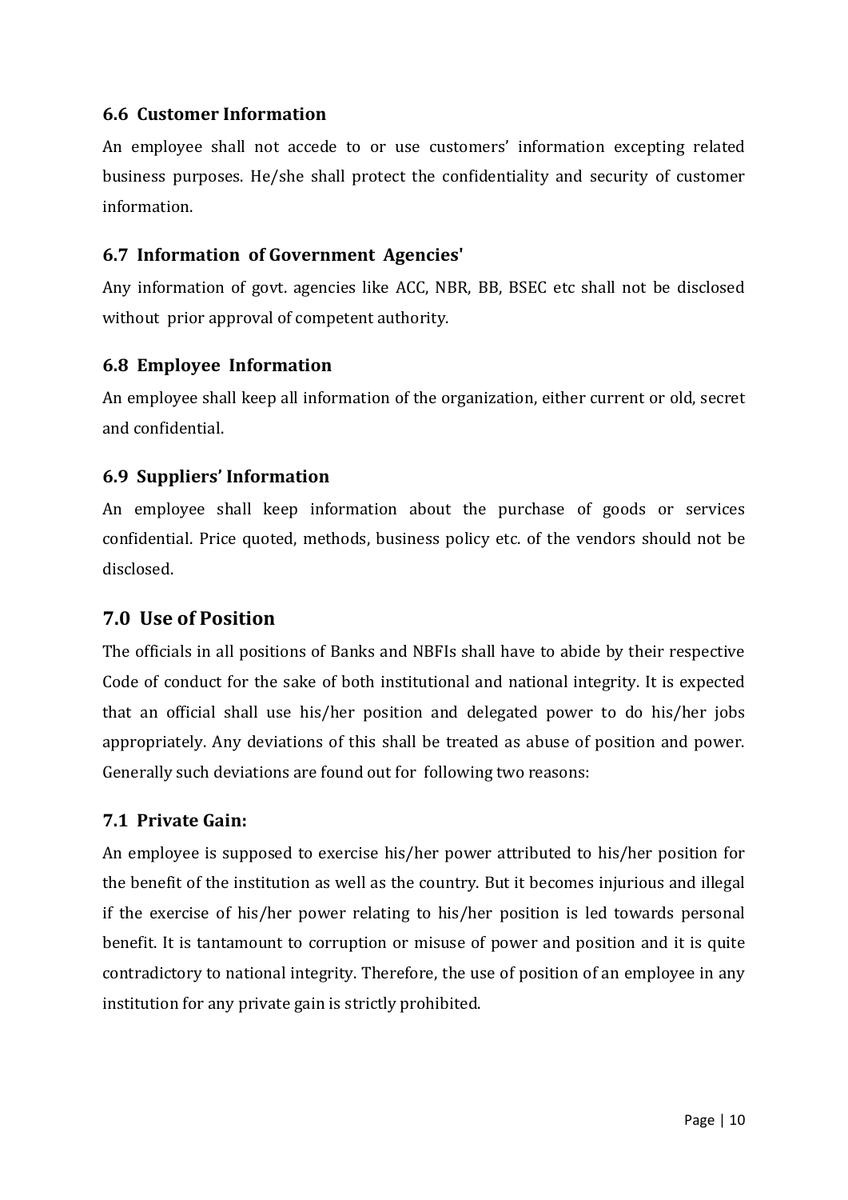### 6.6 Customer Information

An employee shall not accede to or use customers' information excepting related business purposes. He/she shall protect the confidentiality and security of customer information.

### 6.7 Information of Government Agencies'

Any information of govt. agencies like ACC, NBR, BB, BSEC etc shall not be disclosed without prior approval of competent authority.

### 6.8 Employee Information

An employee shall keep all information of the organization, either current or old, secret and confidential.

### 6.9 Suppliers' Information

An employee shall keep information about the purchase of goods or services confidential. Price quoted, methods, business policy etc. of the vendors should not be disclosed.

## 7.0 Use of Position

The officials in all positions of Banks and NBFIs shall have to abide by their respective Code of conduct for the sake of both institutional and national integrity. It is expected that an official shall use his/her position and delegated power to do his/her jobs appropriately. Any deviations of this shall be treated as abuse of position and power. Generally such deviations are found out for following two reasons:

### 7.1 Private Gain:

An employee is supposed to exercise his/her power attributed to his/her position for the benefit of the institution as well as the country. But it becomes injurious and illegal if the exercise of his/her power relating to his/her position is led towards personal benefit. It is tantamount to corruption or misuse of power and position and it is quite contradictory to national integrity. Therefore, the use of position of an employee in any institution for any private gain is strictly prohibited.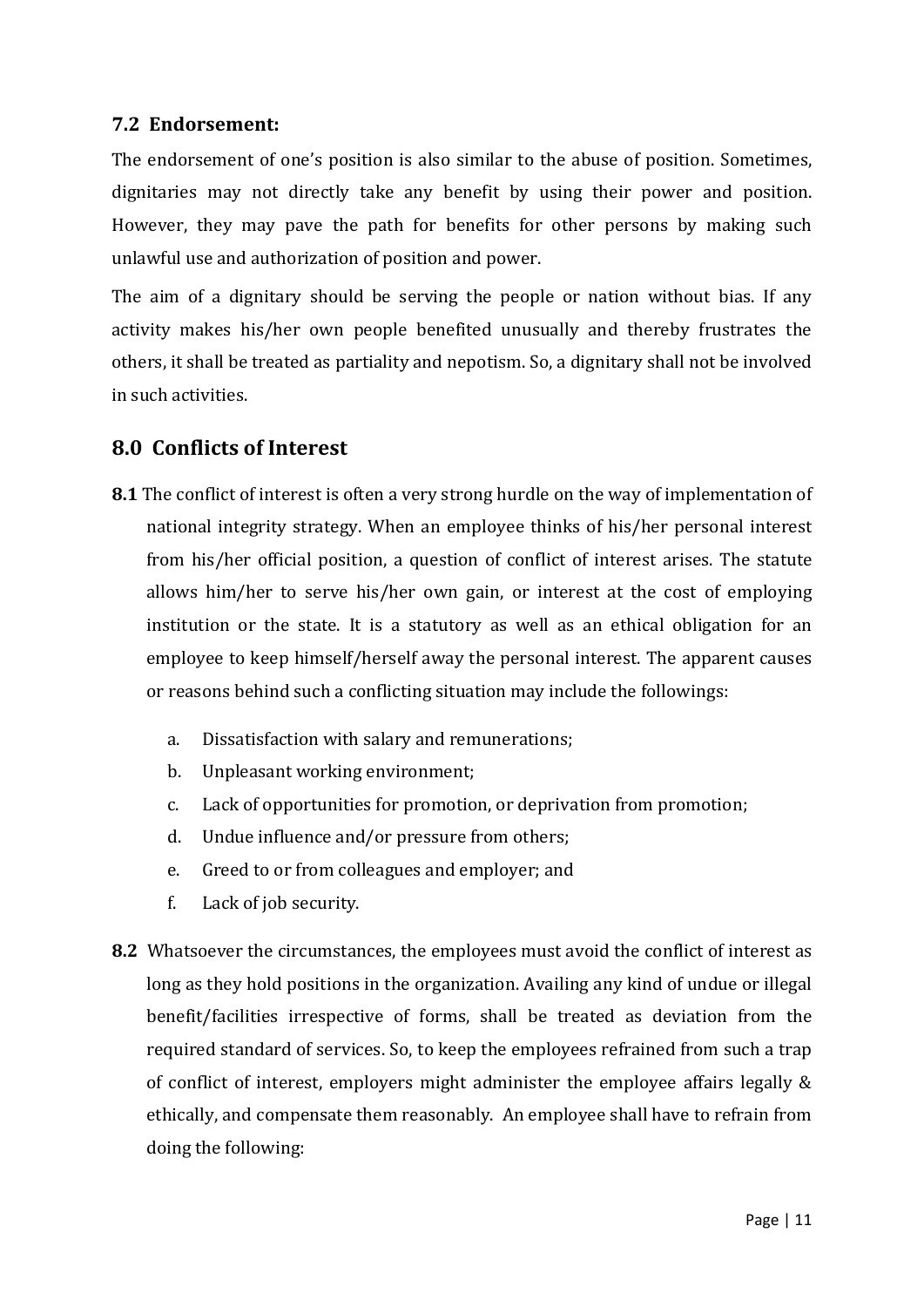### 7.2 Endorsement:

The endorsement of one's position is also similar to the abuse of position. Sometimes, dignitaries may not directly take any benefit by using their power and position. However, they may pave the path for benefits for other persons by making such unlawful use and authorization of position and power.

The aim of a dignitary should be serving the people or nation without bias. If any activity makes his/her own people benefited unusually and thereby frustrates the others, it shall be treated as partiality and nepotism. So, a dignitary shall not be involved in such activities.

## 8.0 Conflicts of Interest

**8.1** The conflict of interest is often a very strong hurdle on the way of implementation of national integrity strategy. When an employee thinks of his/her personal interest from his/her official position, a question of conflict of interest arises. The statute allows him/her to serve his/her own gain, or interest at the cost of employing institution or the state. It is a statutory as well as an ethical obligation for an employee to keep himself/herself away the personal interest. The apparent causes or reasons behind such a conflicting situation may include the followings:

a. Dissatisfaction with salary and remunerations;
b. Unpleasant working environment;
c. Lack of opportunities for promotion, or deprivation from promotion;
d. Undue influence and/or pressure from others;
e. Greed to or from colleagues and employer; and
f. Lack of job security.

**8.2** Whatsoever the circumstances, the employees must avoid the conflict of interest as long as they hold positions in the organization. Availing any kind of undue or illegal benefit/facilities irrespective of forms, shall be treated as deviation from the required standard of services. So, to keep the employees refrained from such a trap of conflict of interest, employers might administer the employee affairs legally & ethically, and compensate them reasonably. An employee shall have to refrain from doing the following: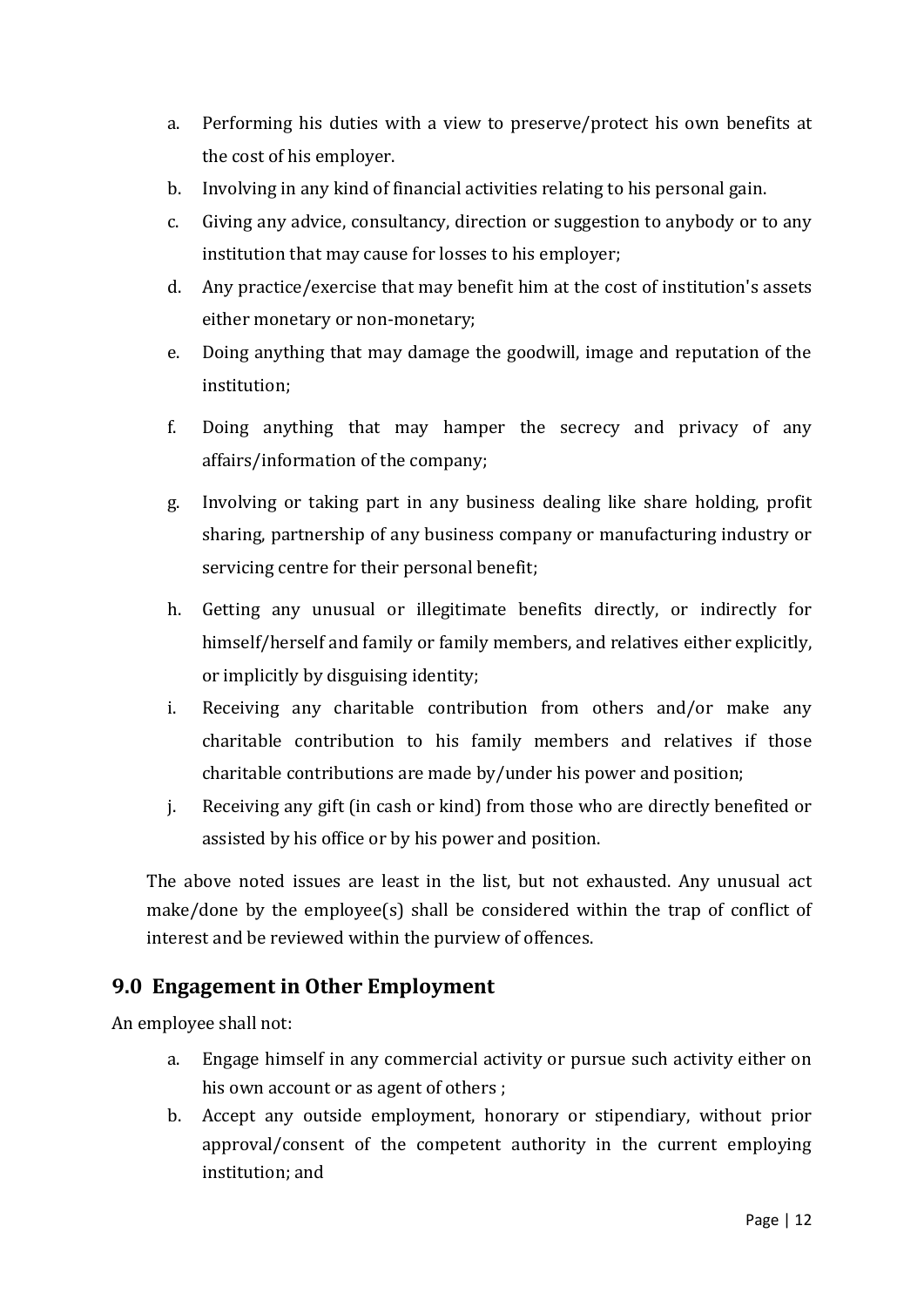a. Performing his duties with a view to preserve/protect his own benefits at the cost of his employer.
b. Involving in any kind of financial activities relating to his personal gain.
c. Giving any advice, consultancy, direction or suggestion to anybody or to any institution that may cause for losses to his employer;
d. Any practice/exercise that may benefit him at the cost of institution's assets either monetary or non-monetary;
e. Doing anything that may damage the goodwill, image and reputation of the institution;
f. Doing anything that may hamper the secrecy and privacy of any affairs/information of the company;
g. Involving or taking part in any business dealing like share holding, profit sharing, partnership of any business company or manufacturing industry or servicing centre for their personal benefit;
h. Getting any unusual or illegitimate benefits directly, or indirectly for himself/herself and family or family members, and relatives either explicitly, or implicitly by disguising identity;
i. Receiving any charitable contribution from others and/or make any charitable contribution to his family members and relatives if those charitable contributions are made by/under his power and position;
j. Receiving any gift (in cash or kind) from those who are directly benefited or assisted by his office or by his power and position.

The above noted issues are least in the list, but not exhausted. Any unusual act make/done by the employee(s) shall be considered within the trap of conflict of interest and be reviewed within the purview of offences.

## 9.0 Engagement in Other Employment

An employee shall not:

a. Engage himself in any commercial activity or pursue such activity either on his own account or as agent of others ;
b. Accept any outside employment, honorary or stipendiary, without prior approval/consent of the competent authority in the current employing institution; and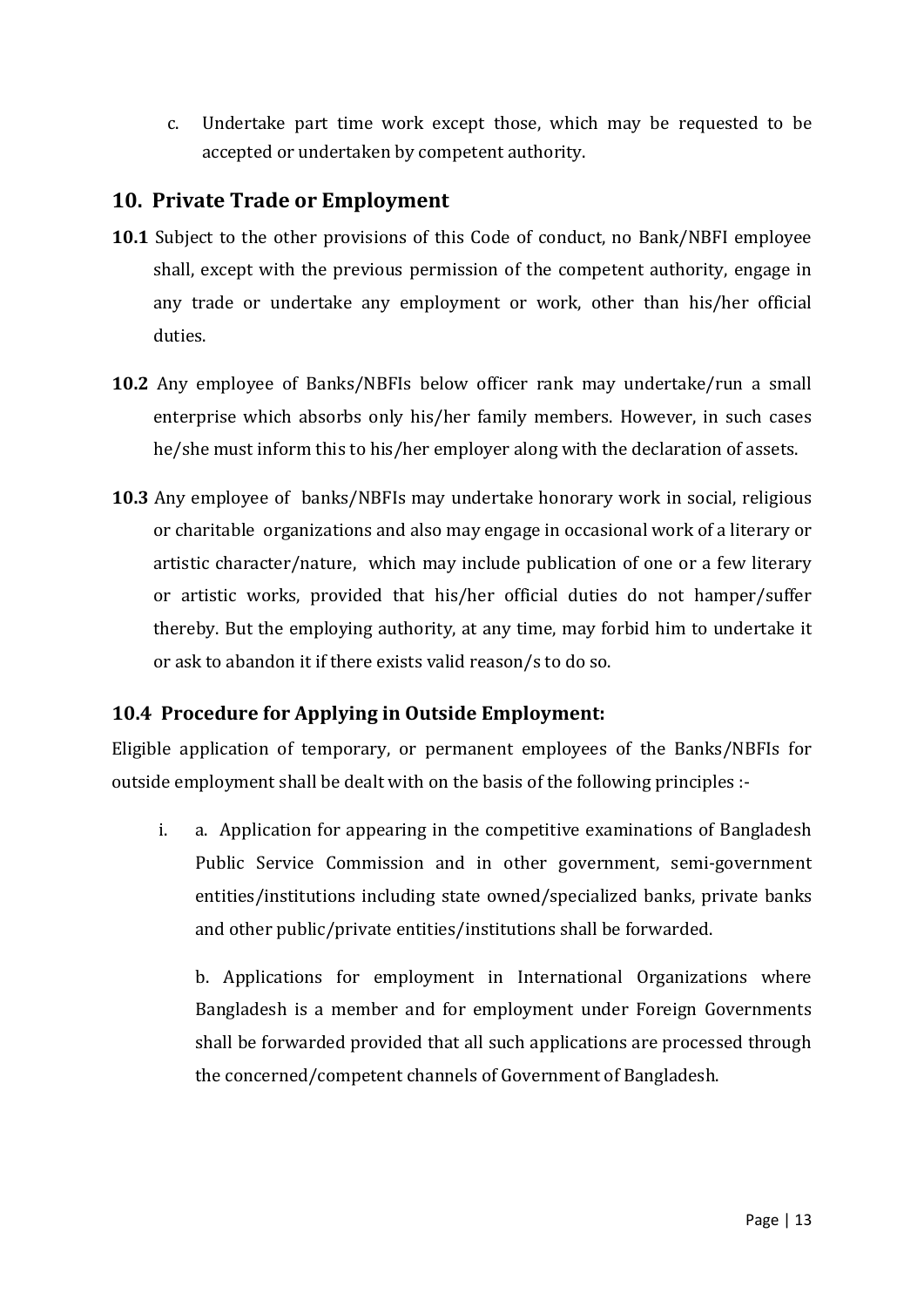c. Undertake part time work except those, which may be requested to be accepted or undertaken by competent authority.

## 10. Private Trade or Employment

**10.1** Subject to the other provisions of this Code of conduct, no Bank/NBFI employee shall, except with the previous permission of the competent authority, engage in any trade or undertake any employment or work, other than his/her official duties.

**10.2** Any employee of Banks/NBFIs below officer rank may undertake/run a small enterprise which absorbs only his/her family members. However, in such cases he/she must inform this to his/her employer along with the declaration of assets.

**10.3** Any employee of banks/NBFIs may undertake honorary work in social, religious or charitable organizations and also may engage in occasional work of a literary or artistic character/nature, which may include publication of one or a few literary or artistic works, provided that his/her official duties do not hamper/suffer thereby. But the employing authority, at any time, may forbid him to undertake it or ask to abandon it if there exists valid reason/s to do so.

### 10.4 Procedure for Applying in Outside Employment:

Eligible application of temporary, or permanent employees of the Banks/NBFIs for outside employment shall be dealt with on the basis of the following principles :-

i. a. Application for appearing in the competitive examinations of Bangladesh Public Service Commission and in other government, semi-government entities/institutions including state owned/specialized banks, private banks and other public/private entities/institutions shall be forwarded.

   b. Applications for employment in International Organizations where Bangladesh is a member and for employment under Foreign Governments shall be forwarded provided that all such applications are processed through the concerned/competent channels of Government of Bangladesh.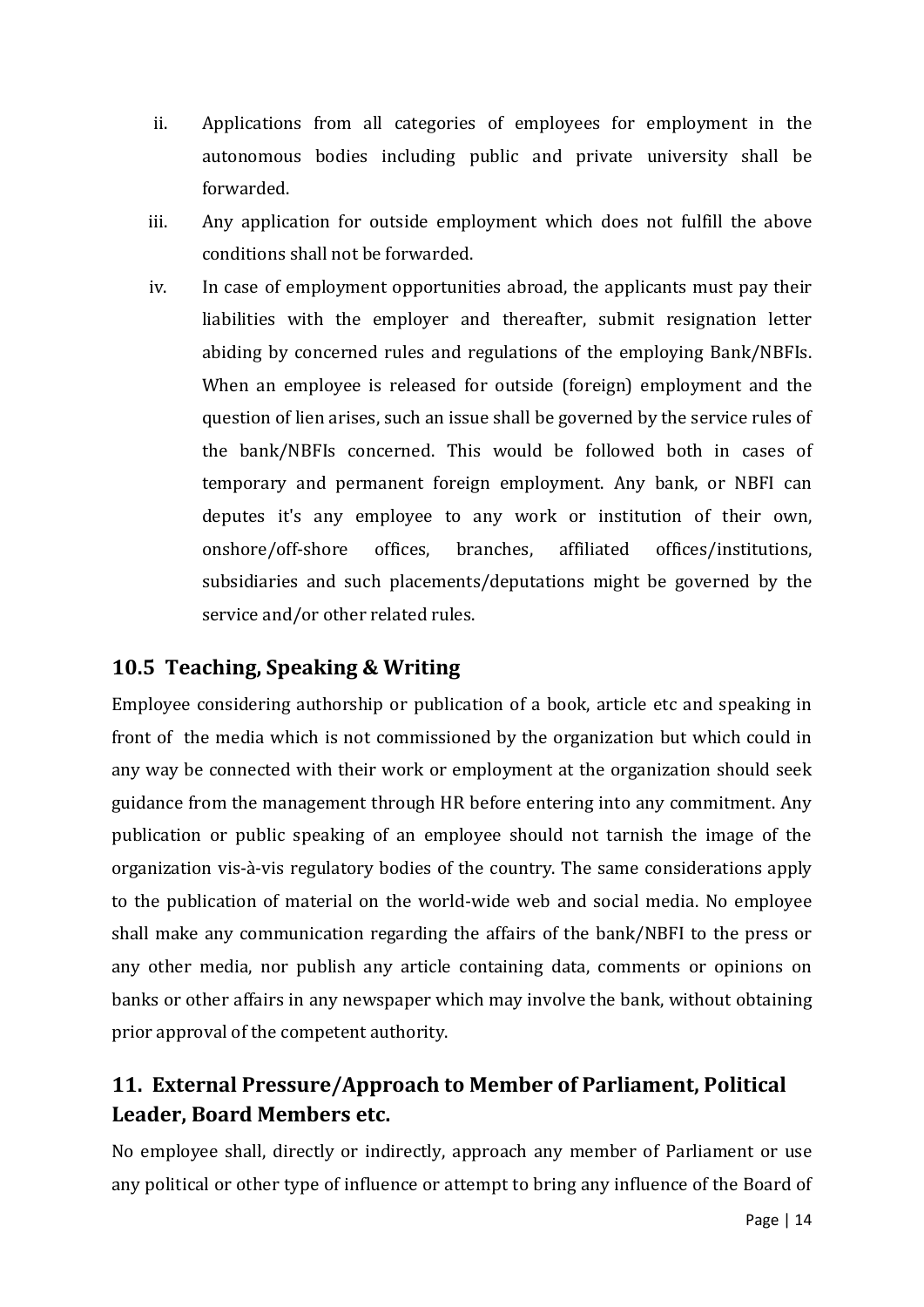ii. Applications from all categories of employees for employment in the autonomous bodies including public and private university shall be forwarded.

iii. Any application for outside employment which does not fulfill the above conditions shall not be forwarded.

iv. In case of employment opportunities abroad, the applicants must pay their liabilities with the employer and thereafter, submit resignation letter abiding by concerned rules and regulations of the employing Bank/NBFIs. When an employee is released for outside (foreign) employment and the question of lien arises, such an issue shall be governed by the service rules of the bank/NBFIs concerned. This would be followed both in cases of temporary and permanent foreign employment. Any bank, or NBFI can deputes it's any employee to any work or institution of their own, onshore/off-shore offices, branches, affiliated offices/institutions, subsidiaries and such placements/deputations might be governed by the service and/or other related rules.

### 10.5 Teaching, Speaking & Writing

Employee considering authorship or publication of a book, article etc and speaking in front of the media which is not commissioned by the organization but which could in any way be connected with their work or employment at the organization should seek guidance from the management through HR before entering into any commitment. Any publication or public speaking of an employee should not tarnish the image of the organization vis-à-vis regulatory bodies of the country. The same considerations apply to the publication of material on the world-wide web and social media. No employee shall make any communication regarding the affairs of the bank/NBFI to the press or any other media, nor publish any article containing data, comments or opinions on banks or other affairs in any newspaper which may involve the bank, without obtaining prior approval of the competent authority.

## 11. External Pressure/Approach to Member of Parliament, Political Leader, Board Members etc.

No employee shall, directly or indirectly, approach any member of Parliament or use any political or other type of influence or attempt to bring any influence of the Board of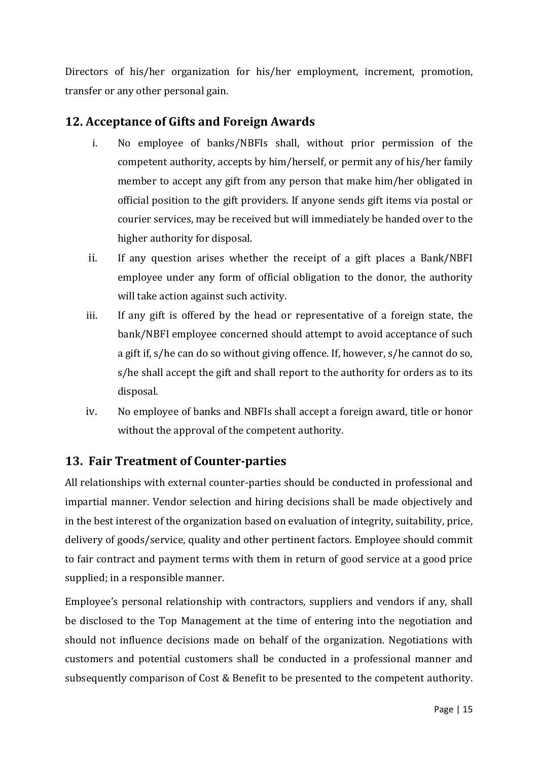Directors of his/her organization for his/her employment, increment, promotion, transfer or any other personal gain.

## 12. Acceptance of Gifts and Foreign Awards

i. No employee of banks/NBFIs shall, without prior permission of the competent authority, accepts by him/herself, or permit any of his/her family member to accept any gift from any person that make him/her obligated in official position to the gift providers. If anyone sends gift items via postal or courier services, may be received but will immediately be handed over to the higher authority for disposal.

ii. If any question arises whether the receipt of a gift places a Bank/NBFI employee under any form of official obligation to the donor, the authority will take action against such activity.

iii. If any gift is offered by the head or representative of a foreign state, the bank/NBFI employee concerned should attempt to avoid acceptance of such a gift if, s/he can do so without giving offence. If, however, s/he cannot do so, s/he shall accept the gift and shall report to the authority for orders as to its disposal.

iv. No employee of banks and NBFIs shall accept a foreign award, title or honor without the approval of the competent authority.

## 13. Fair Treatment of Counter-parties

All relationships with external counter-parties should be conducted in professional and impartial manner. Vendor selection and hiring decisions shall be made objectively and in the best interest of the organization based on evaluation of integrity, suitability, price, delivery of goods/service, quality and other pertinent factors. Employee should commit to fair contract and payment terms with them in return of good service at a good price supplied; in a responsible manner.

Employee's personal relationship with contractors, suppliers and vendors if any, shall be disclosed to the Top Management at the time of entering into the negotiation and should not influence decisions made on behalf of the organization. Negotiations with customers and potential customers shall be conducted in a professional manner and subsequently comparison of Cost & Benefit to be presented to the competent authority.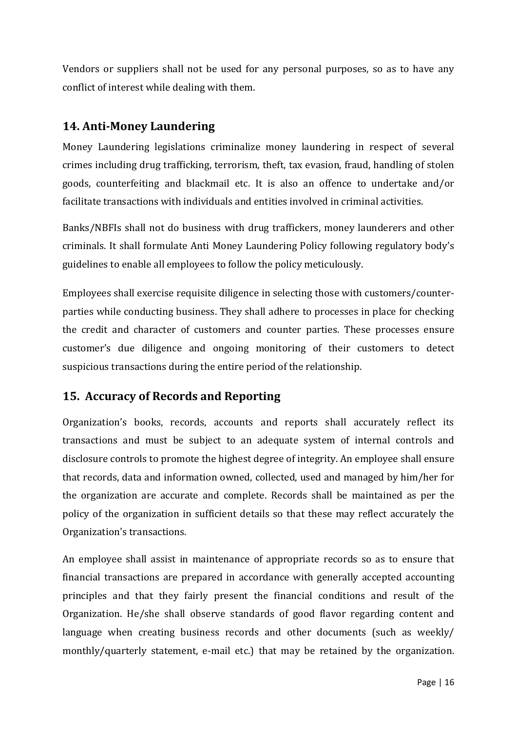Vendors or suppliers shall not be used for any personal purposes, so as to have any conflict of interest while dealing with them.

## 14. Anti-Money Laundering

Money Laundering legislations criminalize money laundering in respect of several crimes including drug trafficking, terrorism, theft, tax evasion, fraud, handling of stolen goods, counterfeiting and blackmail etc. It is also an offence to undertake and/or facilitate transactions with individuals and entities involved in criminal activities.

Banks/NBFIs shall not do business with drug traffickers, money launderers and other criminals. It shall formulate Anti Money Laundering Policy following regulatory body's guidelines to enable all employees to follow the policy meticulously.

Employees shall exercise requisite diligence in selecting those with customers/counter-parties while conducting business. They shall adhere to processes in place for checking the credit and character of customers and counter parties. These processes ensure customer's due diligence and ongoing monitoring of their customers to detect suspicious transactions during the entire period of the relationship.

## 15. Accuracy of Records and Reporting

Organization's books, records, accounts and reports shall accurately reflect its transactions and must be subject to an adequate system of internal controls and disclosure controls to promote the highest degree of integrity. An employee shall ensure that records, data and information owned, collected, used and managed by him/her for the organization are accurate and complete. Records shall be maintained as per the policy of the organization in sufficient details so that these may reflect accurately the Organization's transactions.

An employee shall assist in maintenance of appropriate records so as to ensure that financial transactions are prepared in accordance with generally accepted accounting principles and that they fairly present the financial conditions and result of the Organization. He/she shall observe standards of good flavor regarding content and language when creating business records and other documents (such as weekly/ monthly/quarterly statement, e-mail etc.) that may be retained by the organization.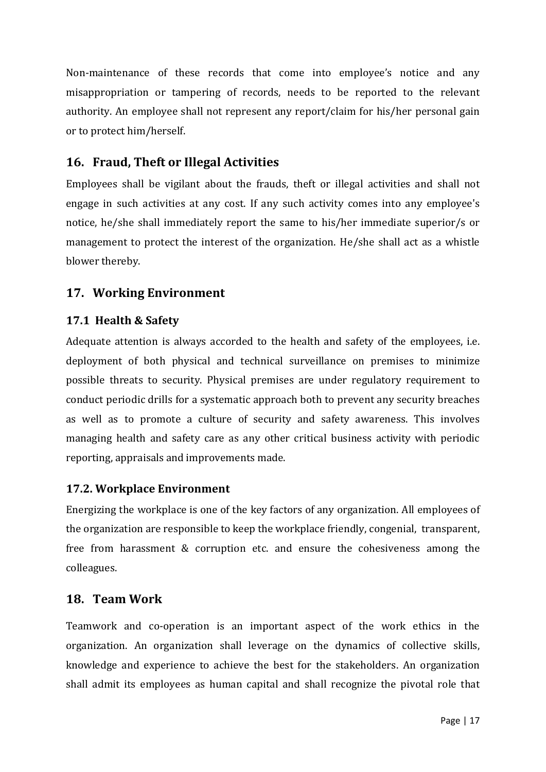Non-maintenance of these records that come into employee's notice and any misappropriation or tampering of records, needs to be reported to the relevant authority. An employee shall not represent any report/claim for his/her personal gain or to protect him/herself.

## 16. Fraud, Theft or Illegal Activities

Employees shall be vigilant about the frauds, theft or illegal activities and shall not engage in such activities at any cost. If any such activity comes into any employee's notice, he/she shall immediately report the same to his/her immediate superior/s or management to protect the interest of the organization. He/she shall act as a whistle blower thereby.

## 17. Working Environment

### 17.1 Health & Safety

Adequate attention is always accorded to the health and safety of the employees, i.e. deployment of both physical and technical surveillance on premises to minimize possible threats to security. Physical premises are under regulatory requirement to conduct periodic drills for a systematic approach both to prevent any security breaches as well as to promote a culture of security and safety awareness. This involves managing health and safety care as any other critical business activity with periodic reporting, appraisals and improvements made.

### 17.2. Workplace Environment

Energizing the workplace is one of the key factors of any organization. All employees of the organization are responsible to keep the workplace friendly, congenial, transparent, free from harassment & corruption etc. and ensure the cohesiveness among the colleagues.

## 18. Team Work

Teamwork and co-operation is an important aspect of the work ethics in the organization. An organization shall leverage on the dynamics of collective skills, knowledge and experience to achieve the best for the stakeholders. An organization shall admit its employees as human capital and shall recognize the pivotal role that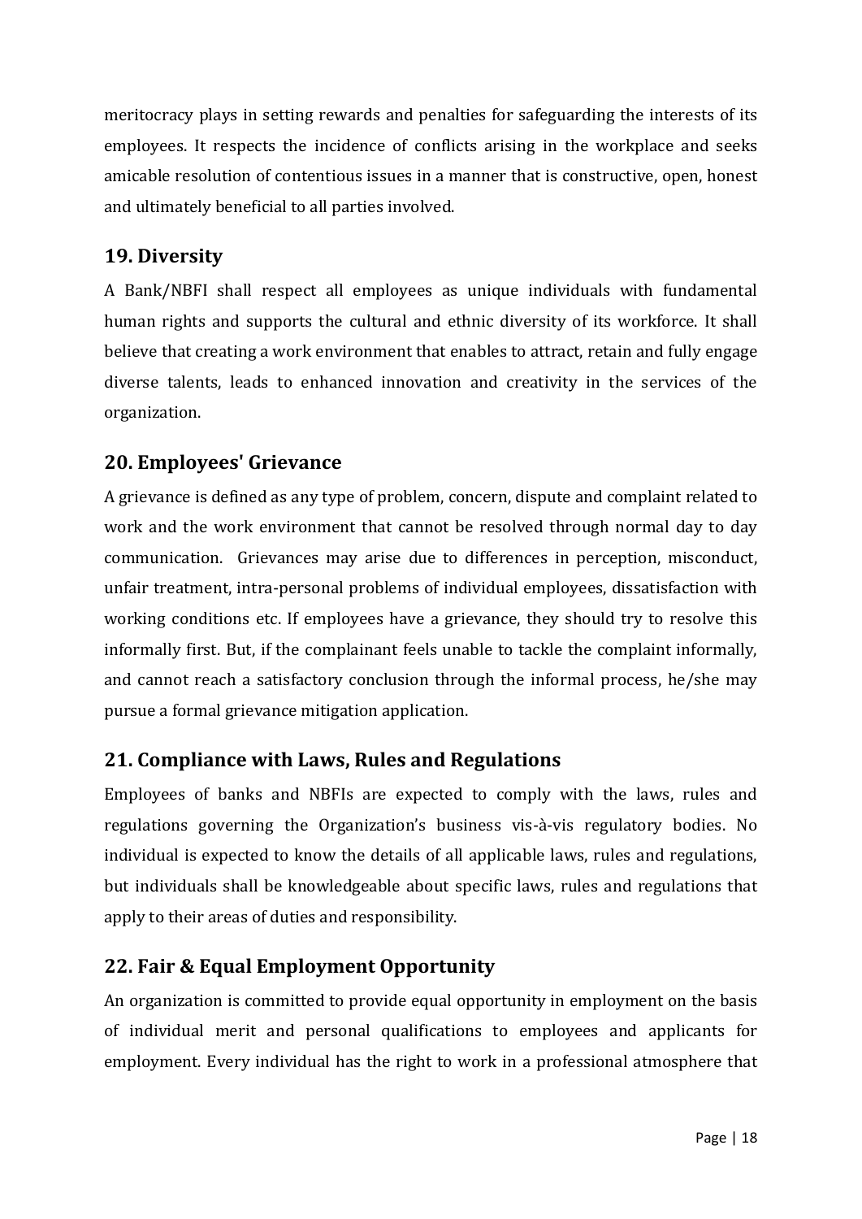meritocracy plays in setting rewards and penalties for safeguarding the interests of its employees. It respects the incidence of conflicts arising in the workplace and seeks amicable resolution of contentious issues in a manner that is constructive, open, honest and ultimately beneficial to all parties involved.

## 19. Diversity

A Bank/NBFI shall respect all employees as unique individuals with fundamental human rights and supports the cultural and ethnic diversity of its workforce. It shall believe that creating a work environment that enables to attract, retain and fully engage diverse talents, leads to enhanced innovation and creativity in the services of the organization.

## 20. Employees' Grievance

A grievance is defined as any type of problem, concern, dispute and complaint related to work and the work environment that cannot be resolved through normal day to day communication. Grievances may arise due to differences in perception, misconduct, unfair treatment, intra-personal problems of individual employees, dissatisfaction with working conditions etc. If employees have a grievance, they should try to resolve this informally first. But, if the complainant feels unable to tackle the complaint informally, and cannot reach a satisfactory conclusion through the informal process, he/she may pursue a formal grievance mitigation application.

## 21. Compliance with Laws, Rules and Regulations

Employees of banks and NBFIs are expected to comply with the laws, rules and regulations governing the Organization's business vis-à-vis regulatory bodies. No individual is expected to know the details of all applicable laws, rules and regulations, but individuals shall be knowledgeable about specific laws, rules and regulations that apply to their areas of duties and responsibility.

## 22. Fair & Equal Employment Opportunity

An organization is committed to provide equal opportunity in employment on the basis of individual merit and personal qualifications to employees and applicants for employment. Every individual has the right to work in a professional atmosphere that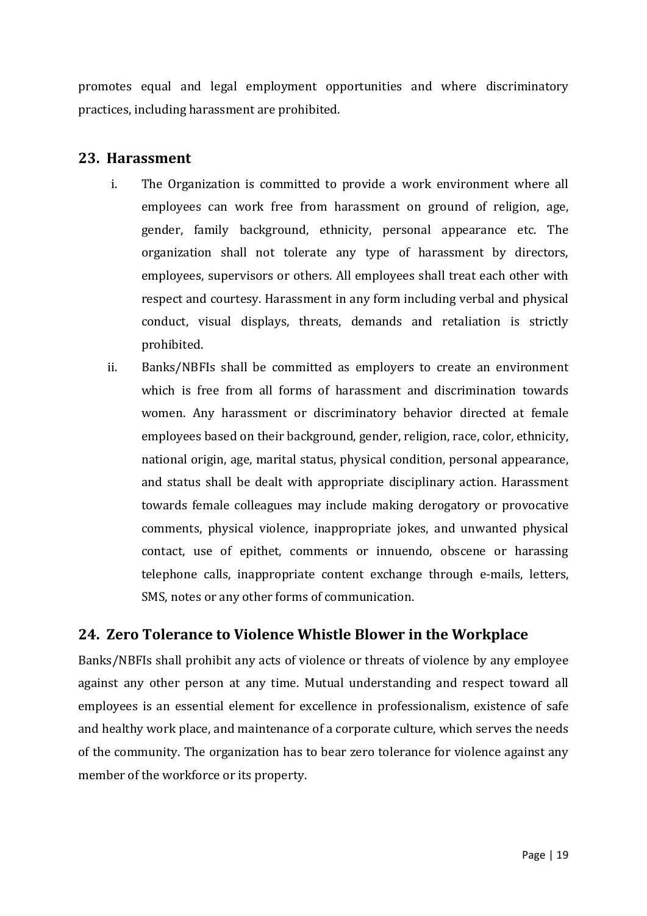promotes equal and legal employment opportunities and where discriminatory practices, including harassment are prohibited.

## 23. Harassment

i. The Organization is committed to provide a work environment where all employees can work free from harassment on ground of religion, age, gender, family background, ethnicity, personal appearance etc. The organization shall not tolerate any type of harassment by directors, employees, supervisors or others. All employees shall treat each other with respect and courtesy. Harassment in any form including verbal and physical conduct, visual displays, threats, demands and retaliation is strictly prohibited.

ii. Banks/NBFIs shall be committed as employers to create an environment which is free from all forms of harassment and discrimination towards women. Any harassment or discriminatory behavior directed at female employees based on their background, gender, religion, race, color, ethnicity, national origin, age, marital status, physical condition, personal appearance, and status shall be dealt with appropriate disciplinary action. Harassment towards female colleagues may include making derogatory or provocative comments, physical violence, inappropriate jokes, and unwanted physical contact, use of epithet, comments or innuendo, obscene or harassing telephone calls, inappropriate content exchange through e-mails, letters, SMS, notes or any other forms of communication.

## 24. Zero Tolerance to Violence Whistle Blower in the Workplace

Banks/NBFIs shall prohibit any acts of violence or threats of violence by any employee against any other person at any time. Mutual understanding and respect toward all employees is an essential element for excellence in professionalism, existence of safe and healthy work place, and maintenance of a corporate culture, which serves the needs of the community. The organization has to bear zero tolerance for violence against any member of the workforce or its property.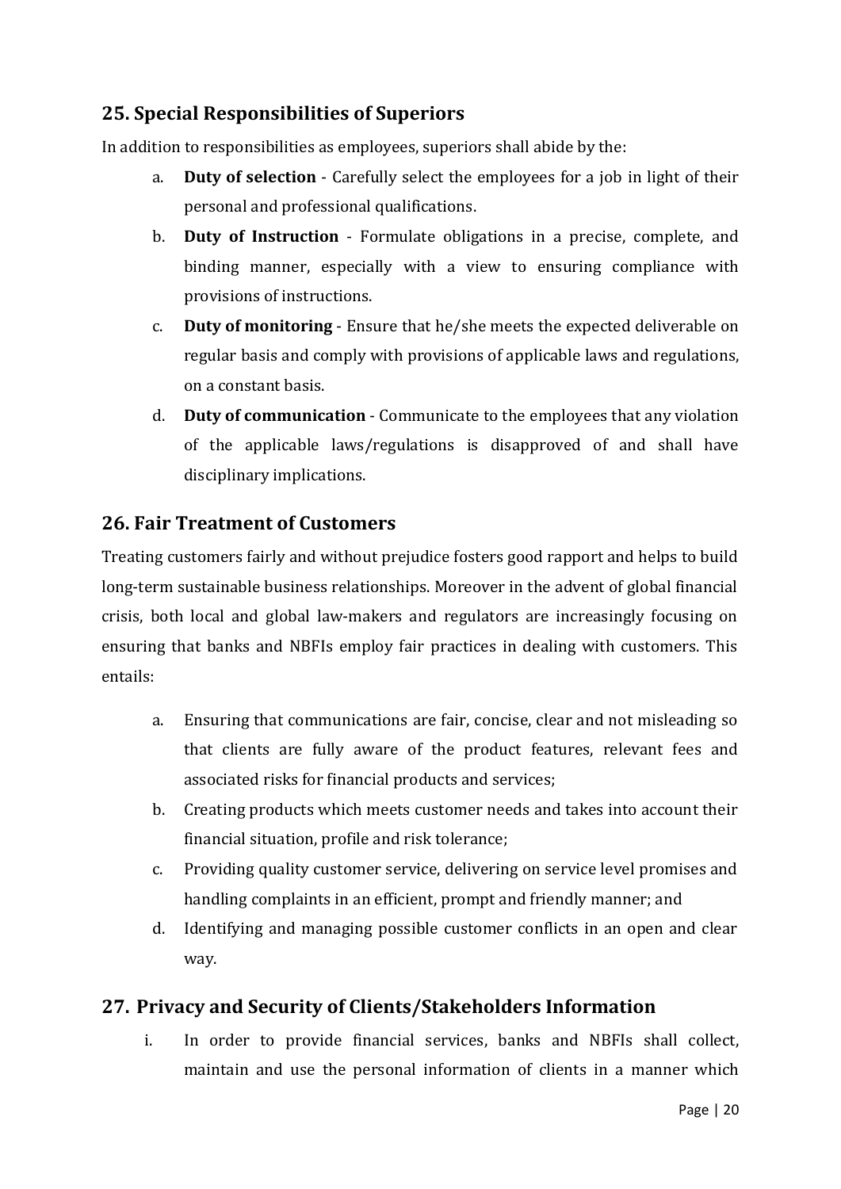## 25. Special Responsibilities of Superiors

In addition to responsibilities as employees, superiors shall abide by the:

a. **Duty of selection** - Carefully select the employees for a job in light of their personal and professional qualifications.
b. **Duty of Instruction** - Formulate obligations in a precise, complete, and binding manner, especially with a view to ensuring compliance with provisions of instructions.
c. **Duty of monitoring** - Ensure that he/she meets the expected deliverable on regular basis and comply with provisions of applicable laws and regulations, on a constant basis.
d. **Duty of communication** - Communicate to the employees that any violation of the applicable laws/regulations is disapproved of and shall have disciplinary implications.

## 26. Fair Treatment of Customers

Treating customers fairly and without prejudice fosters good rapport and helps to build long-term sustainable business relationships. Moreover in the advent of global financial crisis, both local and global law-makers and regulators are increasingly focusing on ensuring that banks and NBFIs employ fair practices in dealing with customers. This entails:

a. Ensuring that communications are fair, concise, clear and not misleading so that clients are fully aware of the product features, relevant fees and associated risks for financial products and services;
b. Creating products which meets customer needs and takes into account their financial situation, profile and risk tolerance;
c. Providing quality customer service, delivering on service level promises and handling complaints in an efficient, prompt and friendly manner; and
d. Identifying and managing possible customer conflicts in an open and clear way.

## 27. Privacy and Security of Clients/Stakeholders Information

i. In order to provide financial services, banks and NBFIs shall collect, maintain and use the personal information of clients in a manner which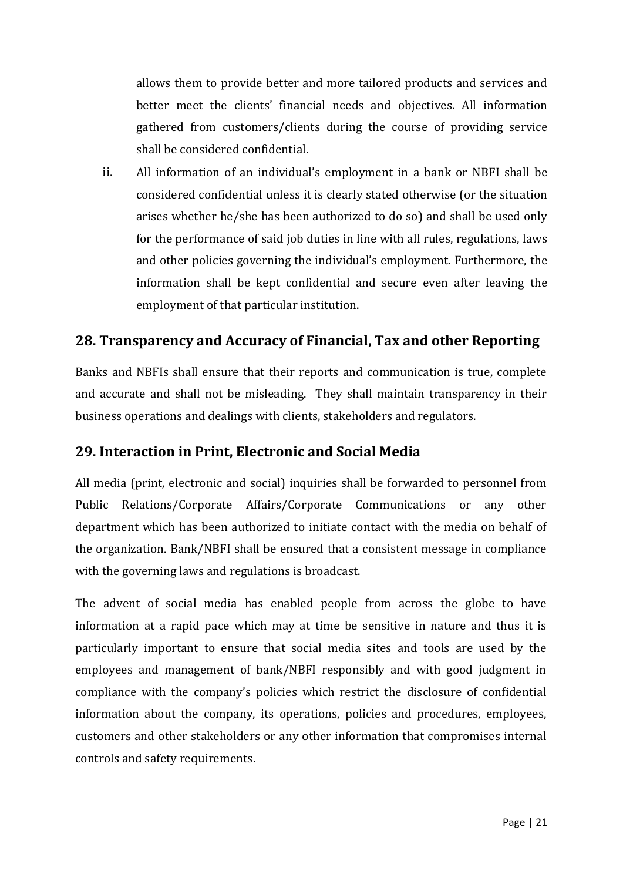allows them to provide better and more tailored products and services and better meet the clients' financial needs and objectives. All information gathered from customers/clients during the course of providing service shall be considered confidential.

ii. All information of an individual's employment in a bank or NBFI shall be considered confidential unless it is clearly stated otherwise (or the situation arises whether he/she has been authorized to do so) and shall be used only for the performance of said job duties in line with all rules, regulations, laws and other policies governing the individual's employment. Furthermore, the information shall be kept confidential and secure even after leaving the employment of that particular institution.

## 28. Transparency and Accuracy of Financial, Tax and other Reporting

Banks and NBFIs shall ensure that their reports and communication is true, complete and accurate and shall not be misleading. They shall maintain transparency in their business operations and dealings with clients, stakeholders and regulators.

## 29. Interaction in Print, Electronic and Social Media

All media (print, electronic and social) inquiries shall be forwarded to personnel from Public Relations/Corporate Affairs/Corporate Communications or any other department which has been authorized to initiate contact with the media on behalf of the organization. Bank/NBFI shall be ensured that a consistent message in compliance with the governing laws and regulations is broadcast.

The advent of social media has enabled people from across the globe to have information at a rapid pace which may at time be sensitive in nature and thus it is particularly important to ensure that social media sites and tools are used by the employees and management of bank/NBFI responsibly and with good judgment in compliance with the company's policies which restrict the disclosure of confidential information about the company, its operations, policies and procedures, employees, customers and other stakeholders or any other information that compromises internal controls and safety requirements.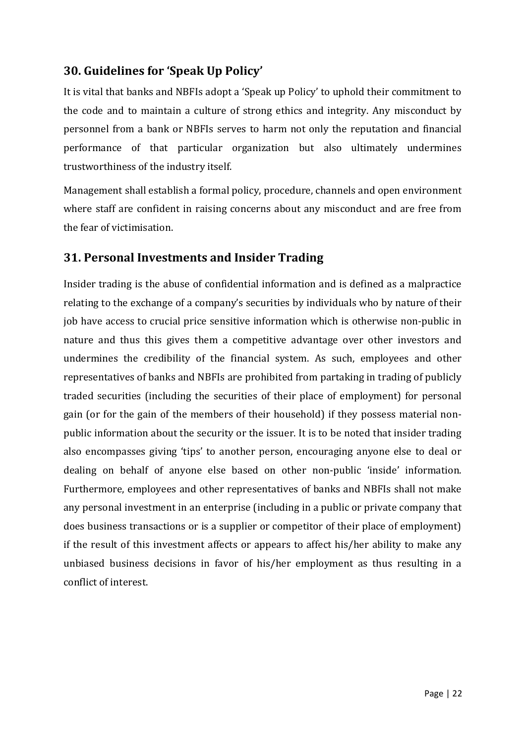## 30. Guidelines for 'Speak Up Policy'

It is vital that banks and NBFIs adopt a 'Speak up Policy' to uphold their commitment to the code and to maintain a culture of strong ethics and integrity. Any misconduct by personnel from a bank or NBFIs serves to harm not only the reputation and financial performance of that particular organization but also ultimately undermines trustworthiness of the industry itself.

Management shall establish a formal policy, procedure, channels and open environment where staff are confident in raising concerns about any misconduct and are free from the fear of victimisation.

## 31. Personal Investments and Insider Trading

Insider trading is the abuse of confidential information and is defined as a malpractice relating to the exchange of a company's securities by individuals who by nature of their job have access to crucial price sensitive information which is otherwise non-public in nature and thus this gives them a competitive advantage over other investors and undermines the credibility of the financial system. As such, employees and other representatives of banks and NBFIs are prohibited from partaking in trading of publicly traded securities (including the securities of their place of employment) for personal gain (or for the gain of the members of their household) if they possess material non-public information about the security or the issuer. It is to be noted that insider trading also encompasses giving 'tips' to another person, encouraging anyone else to deal or dealing on behalf of anyone else based on other non-public 'inside' information. Furthermore, employees and other representatives of banks and NBFIs shall not make any personal investment in an enterprise (including in a public or private company that does business transactions or is a supplier or competitor of their place of employment) if the result of this investment affects or appears to affect his/her ability to make any unbiased business decisions in favor of his/her employment as thus resulting in a conflict of interest.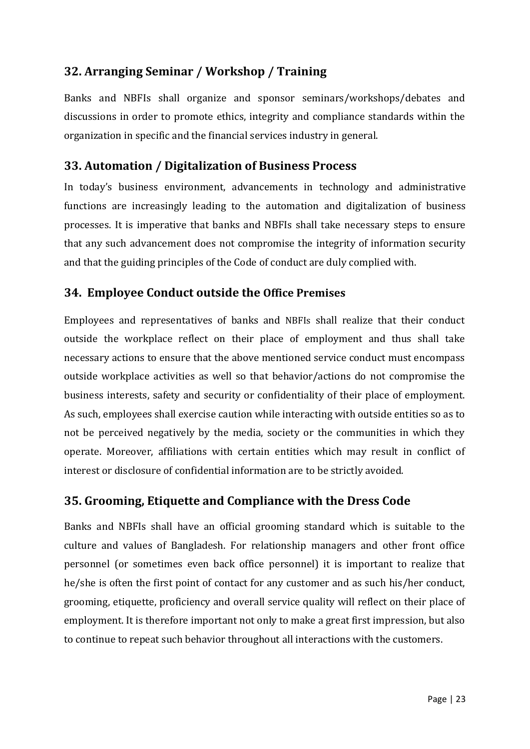## 32. Arranging Seminar / Workshop / Training

Banks and NBFIs shall organize and sponsor seminars/workshops/debates and discussions in order to promote ethics, integrity and compliance standards within the organization in specific and the financial services industry in general.

## 33. Automation / Digitalization of Business Process

In today's business environment, advancements in technology and administrative functions are increasingly leading to the automation and digitalization of business processes. It is imperative that banks and NBFIs shall take necessary steps to ensure that any such advancement does not compromise the integrity of information security and that the guiding principles of the Code of conduct are duly complied with.

## 34. Employee Conduct outside the Office Premises

Employees and representatives of banks and NBFIs shall realize that their conduct outside the workplace reflect on their place of employment and thus shall take necessary actions to ensure that the above mentioned service conduct must encompass outside workplace activities as well so that behavior/actions do not compromise the business interests, safety and security or confidentiality of their place of employment. As such, employees shall exercise caution while interacting with outside entities so as to not be perceived negatively by the media, society or the communities in which they operate. Moreover, affiliations with certain entities which may result in conflict of interest or disclosure of confidential information are to be strictly avoided.

## 35. Grooming, Etiquette and Compliance with the Dress Code

Banks and NBFIs shall have an official grooming standard which is suitable to the culture and values of Bangladesh. For relationship managers and other front office personnel (or sometimes even back office personnel) it is important to realize that he/she is often the first point of contact for any customer and as such his/her conduct, grooming, etiquette, proficiency and overall service quality will reflect on their place of employment. It is therefore important not only to make a great first impression, but also to continue to repeat such behavior throughout all interactions with the customers.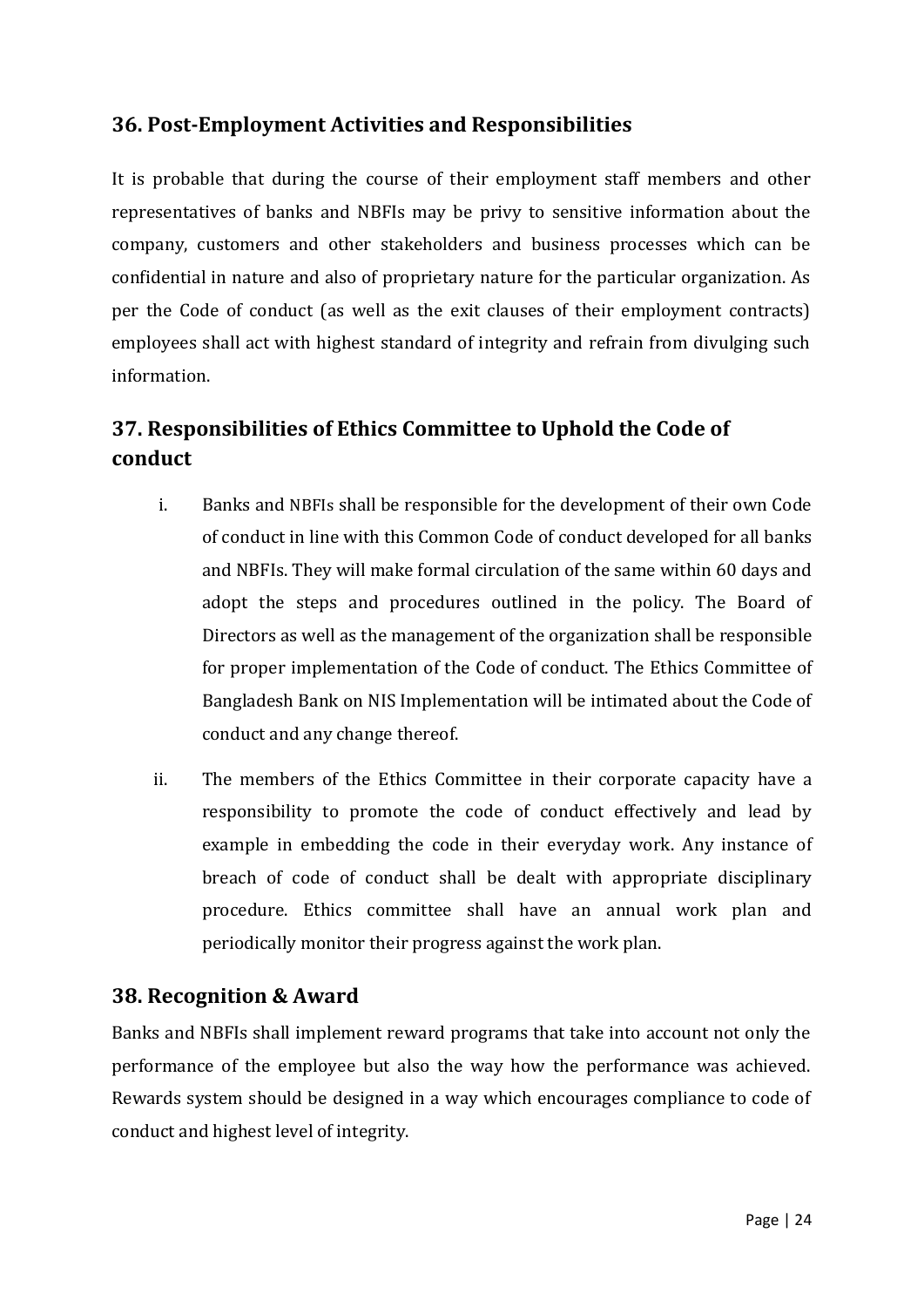## 36. Post-Employment Activities and Responsibilities

It is probable that during the course of their employment staff members and other representatives of banks and NBFIs may be privy to sensitive information about the company, customers and other stakeholders and business processes which can be confidential in nature and also of proprietary nature for the particular organization. As per the Code of conduct (as well as the exit clauses of their employment contracts) employees shall act with highest standard of integrity and refrain from divulging such information.

## 37. Responsibilities of Ethics Committee to Uphold the Code of conduct

i. Banks and NBFIs shall be responsible for the development of their own Code of conduct in line with this Common Code of conduct developed for all banks and NBFIs. They will make formal circulation of the same within 60 days and adopt the steps and procedures outlined in the policy. The Board of Directors as well as the management of the organization shall be responsible for proper implementation of the Code of conduct. The Ethics Committee of Bangladesh Bank on NIS Implementation will be intimated about the Code of conduct and any change thereof.

ii. The members of the Ethics Committee in their corporate capacity have a responsibility to promote the code of conduct effectively and lead by example in embedding the code in their everyday work. Any instance of breach of code of conduct shall be dealt with appropriate disciplinary procedure. Ethics committee shall have an annual work plan and periodically monitor their progress against the work plan.

## 38. Recognition & Award

Banks and NBFIs shall implement reward programs that take into account not only the performance of the employee but also the way how the performance was achieved. Rewards system should be designed in a way which encourages compliance to code of conduct and highest level of integrity.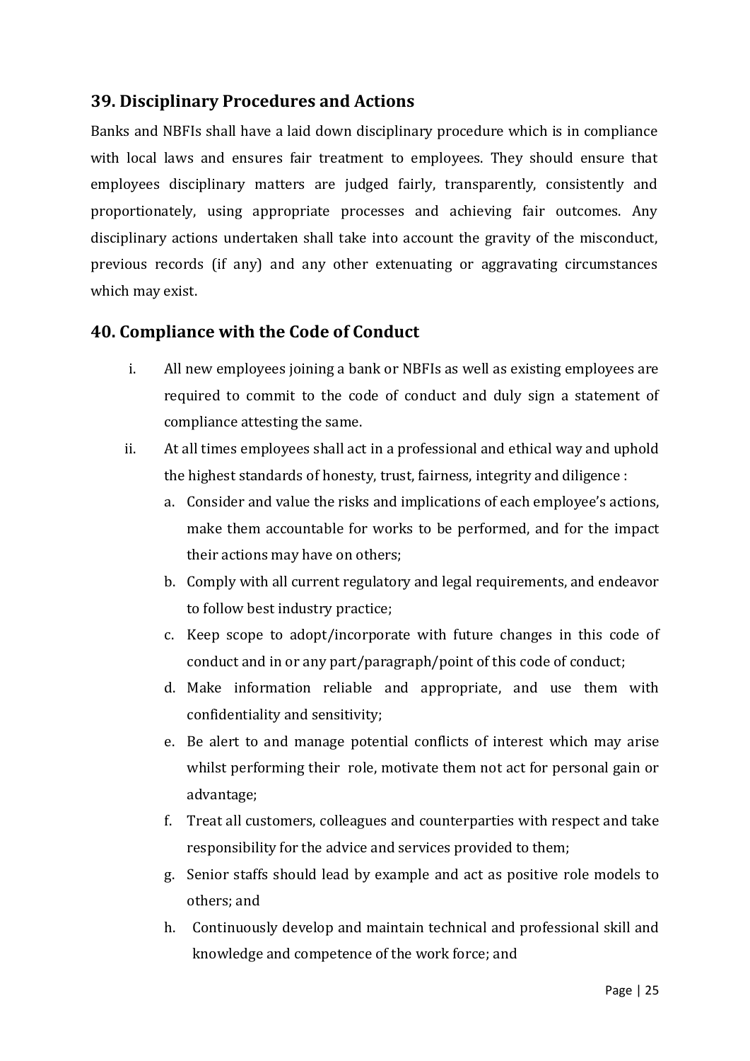## 39. Disciplinary Procedures and Actions

Banks and NBFIs shall have a laid down disciplinary procedure which is in compliance with local laws and ensures fair treatment to employees. They should ensure that employees disciplinary matters are judged fairly, transparently, consistently and proportionately, using appropriate processes and achieving fair outcomes. Any disciplinary actions undertaken shall take into account the gravity of the misconduct, previous records (if any) and any other extenuating or aggravating circumstances which may exist.

## 40. Compliance with the Code of Conduct

i. All new employees joining a bank or NBFIs as well as existing employees are required to commit to the code of conduct and duly sign a statement of compliance attesting the same.

ii. At all times employees shall act in a professional and ethical way and uphold the highest standards of honesty, trust, fairness, integrity and diligence :

   a. Consider and value the risks and implications of each employee's actions, make them accountable for works to be performed, and for the impact their actions may have on others;

   b. Comply with all current regulatory and legal requirements, and endeavor to follow best industry practice;

   c. Keep scope to adopt/incorporate with future changes in this code of conduct and in or any part/paragraph/point of this code of conduct;

   d. Make information reliable and appropriate, and use them with confidentiality and sensitivity;

   e. Be alert to and manage potential conflicts of interest which may arise whilst performing their role, motivate them not act for personal gain or advantage;

   f. Treat all customers, colleagues and counterparties with respect and take responsibility for the advice and services provided to them;

   g. Senior staffs should lead by example and act as positive role models to others; and

   h. Continuously develop and maintain technical and professional skill and knowledge and competence of the work force; and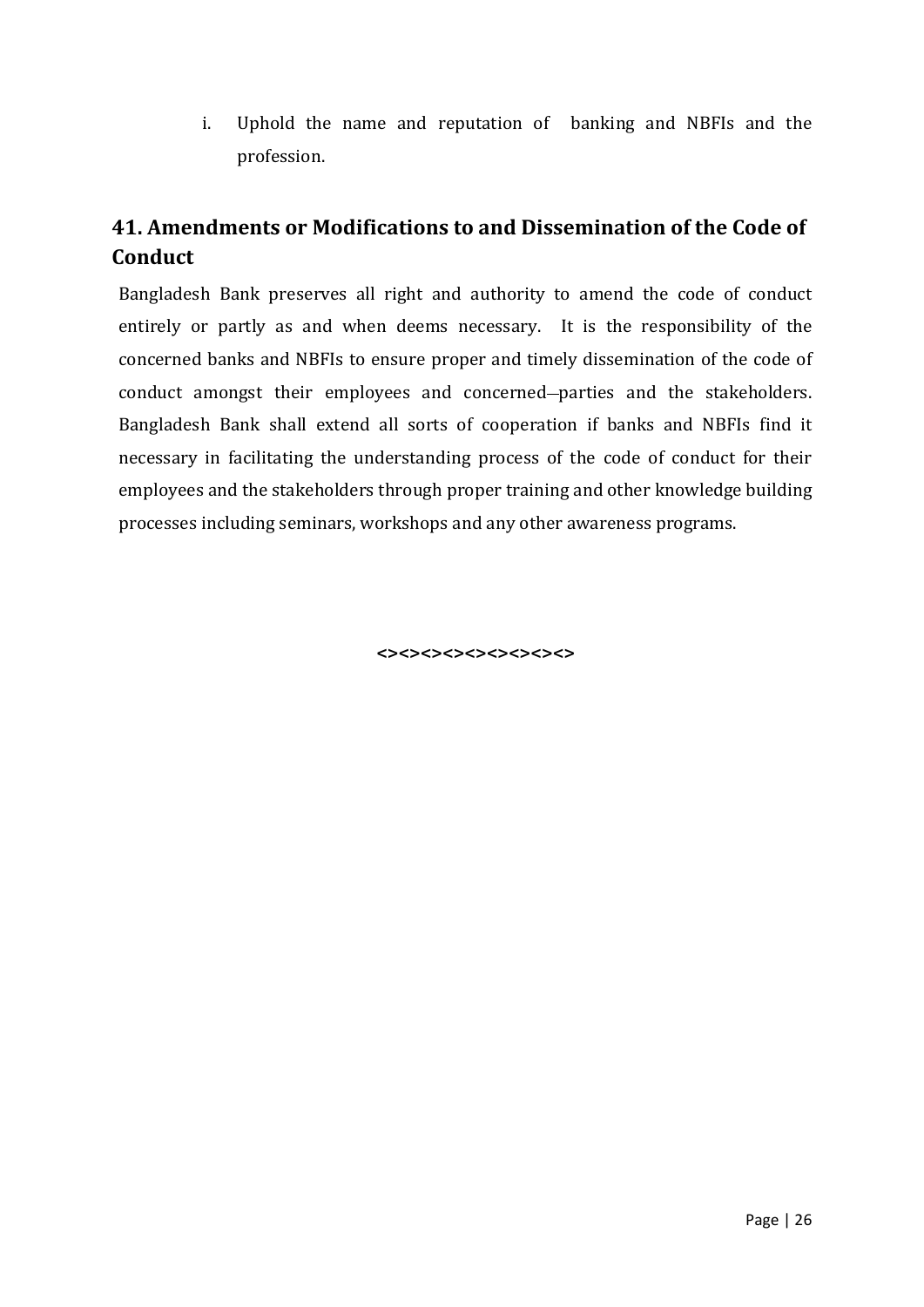i. Uphold the name and reputation of banking and NBFIs and the profession.

## 41. Amendments or Modifications to and Dissemination of the Code of Conduct

Bangladesh Bank preserves all right and authority to amend the code of conduct entirely or partly as and when deems necessary. It is the responsibility of the concerned banks and NBFIs to ensure proper and timely dissemination of the code of conduct amongst their employees and concerned‑parties and the stakeholders. Bangladesh Bank shall extend all sorts of cooperation if banks and NBFIs find it necessary in facilitating the understanding process of the code of conduct for their employees and the stakeholders through proper training and other knowledge building processes including seminars, workshops and any other awareness programs.

<><><><><><><><><><>